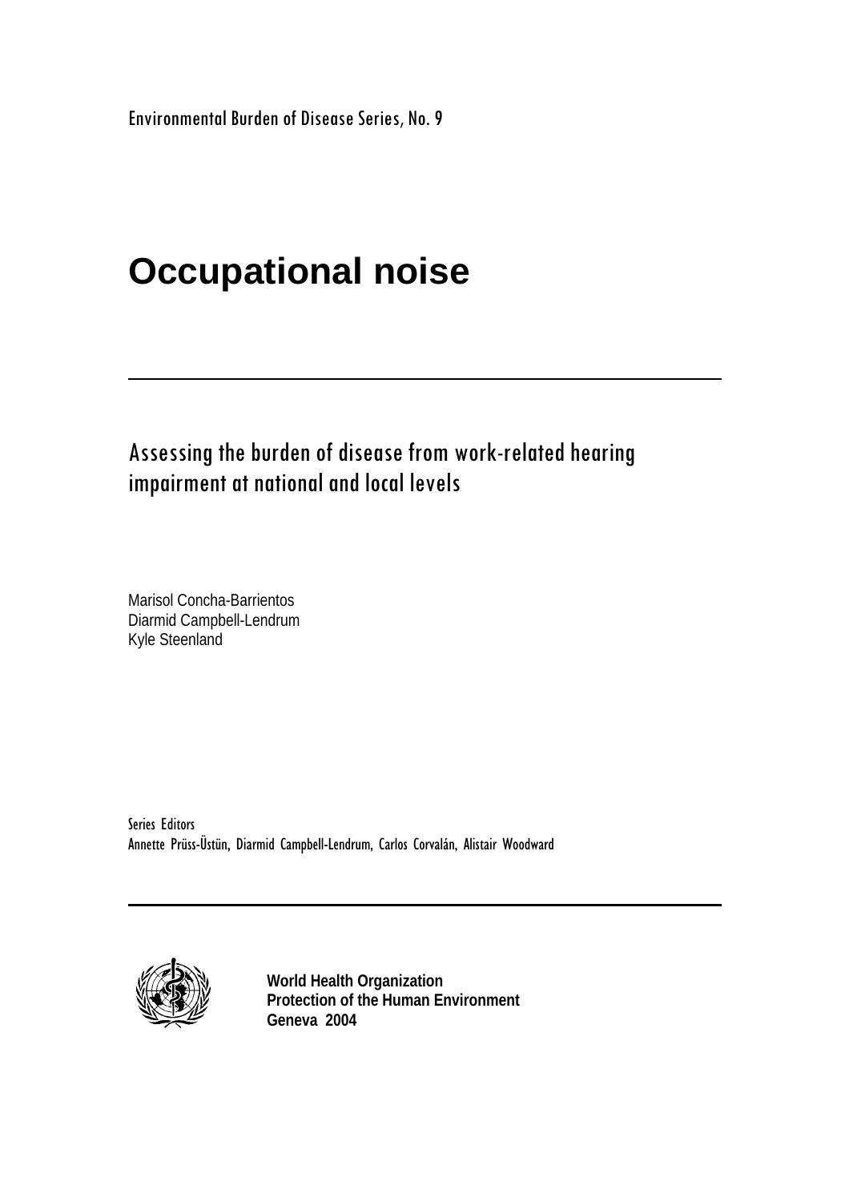Environmental Burden of Disease Series, No. 9

# Occupational noise

---

## Assessing the burden of disease from work-related hearing impairment at national and local levels

Marisol Concha-Barrientos
Diarmid Campbell-Lendrum
Kyle Steenland

Series Editors
Annette Prüss-Üstün, Diarmid Campbell-Lendrum, Carlos Corvalán, Alistair Woodward

---

**World Health Organization**
**Protection of the Human Environment**
**Geneva 2004**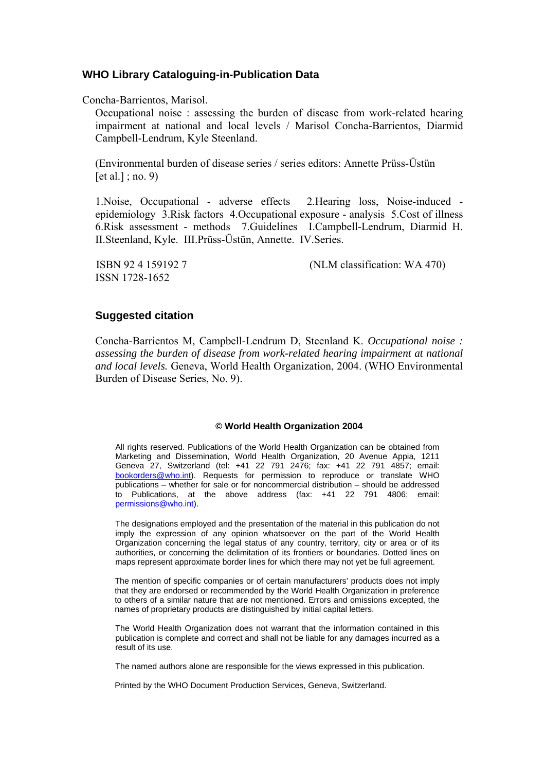### WHO Library Cataloguing-in-Publication Data

Concha-Barrientos, Marisol.

Occupational noise : assessing the burden of disease from work-related hearing impairment at national and local levels / Marisol Concha-Barrientos, Diarmid Campbell-Lendrum, Kyle Steenland.

(Environmental burden of disease series / series editors: Annette Prüss-Üstün [et al.] ; no. 9)

1.Noise, Occupational - adverse effects 2.Hearing loss, Noise-induced - epidemiology 3.Risk factors 4.Occupational exposure - analysis 5.Cost of illness 6.Risk assessment - methods 7.Guidelines I.Campbell-Lendrum, Diarmid H. II.Steenland, Kyle. III.Prüss-Üstün, Annette. IV.Series.

ISBN 92 4 159192 7 (NLM classification: WA 470)
ISSN 1728-1652

### Suggested citation

Concha-Barrientos M, Campbell-Lendrum D, Steenland K. *Occupational noise : assessing the burden of disease from work-related hearing impairment at national and local levels.* Geneva, World Health Organization, 2004. (WHO Environmental Burden of Disease Series, No. 9).

**© World Health Organization 2004**

All rights reserved. Publications of the World Health Organization can be obtained from Marketing and Dissemination, World Health Organization, 20 Avenue Appia, 1211 Geneva 27, Switzerland (tel: +41 22 791 2476; fax: +41 22 791 4857; email: bookorders@who.int). Requests for permission to reproduce or translate WHO publications – whether for sale or for noncommercial distribution – should be addressed to Publications, at the above address (fax: +41 22 791 4806; email: permissions@who.int).

The designations employed and the presentation of the material in this publication do not imply the expression of any opinion whatsoever on the part of the World Health Organization concerning the legal status of any country, territory, city or area or of its authorities, or concerning the delimitation of its frontiers or boundaries. Dotted lines on maps represent approximate border lines for which there may not yet be full agreement.

The mention of specific companies or of certain manufacturers' products does not imply that they are endorsed or recommended by the World Health Organization in preference to others of a similar nature that are not mentioned. Errors and omissions excepted, the names of proprietary products are distinguished by initial capital letters.

The World Health Organization does not warrant that the information contained in this publication is complete and correct and shall not be liable for any damages incurred as a result of its use.

The named authors alone are responsible for the views expressed in this publication.

Printed by the WHO Document Production Services, Geneva, Switzerland.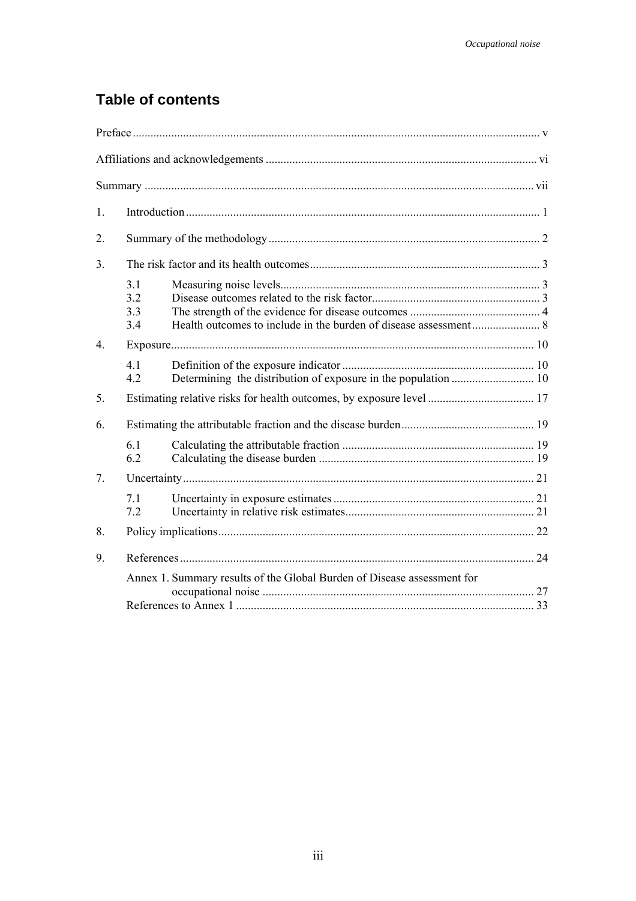# Table of contents

Preface ........................................................................................................................ v

Affiliations and acknowledgements .......................................................................................... vi

Summary ....................................................................................................................... vii

1. Introduction ..................................................................................................................... 1

2. Summary of the methodology ........................................................................................... 2

3. The risk factor and its health outcomes ............................................................................ 3

   3.1 Measuring noise levels ..................................................................................... 3
   3.2 Disease outcomes related to the risk factor ....................................................... 3
   3.3 The strength of the evidence for disease outcomes ........................................... 4
   3.4 Health outcomes to include in the burden of disease assessment ...................... 8

4. Exposure ......................................................................................................................... 10

   4.1 Definition of the exposure indicator ................................................................ 10
   4.2 Determining the distribution of exposure in the population ........................... 10

5. Estimating relative risks for health outcomes, by exposure level ................................... 17

6. Estimating the attributable fraction and the disease burden ............................................ 19

   6.1 Calculating the attributable fraction ................................................................ 19
   6.2 Calculating the disease burden ........................................................................ 19

7. Uncertainty ..................................................................................................................... 21

   7.1 Uncertainty in exposure estimates ................................................................... 21
   7.2 Uncertainty in relative risk estimates ............................................................... 21

8. Policy implications .......................................................................................................... 22

9. References ....................................................................................................................... 24

   Annex 1. Summary results of the Global Burden of Disease assessment for occupational noise ........................................................................................... 27

   References to Annex 1 ...................................................................................................... 33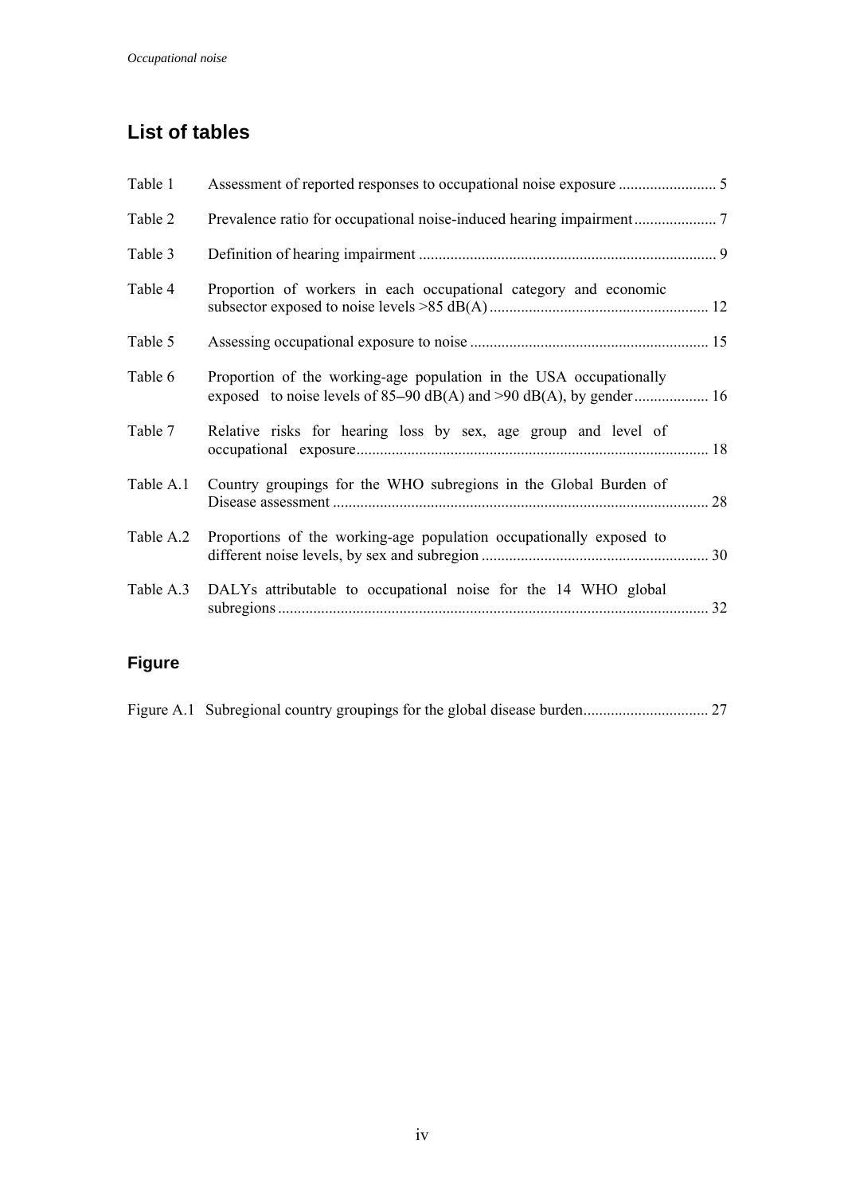## List of tables

| | | |
|---|---|---|
| Table 1 | Assessment of reported responses to occupational noise exposure | 5 |
| Table 2 | Prevalence ratio for occupational noise-induced hearing impairment | 7 |
| Table 3 | Definition of hearing impairment | 9 |
| Table 4 | Proportion of workers in each occupational category and economic subsector exposed to noise levels >85 dB(A) | 12 |
| Table 5 | Assessing occupational exposure to noise | 15 |
| Table 6 | Proportion of the working-age population in the USA occupationally exposed to noise levels of 85–90 dB(A) and >90 dB(A), by gender | 16 |
| Table 7 | Relative risks for hearing loss by sex, age group and level of occupational exposure | 18 |
| Table A.1 | Country groupings for the WHO subregions in the Global Burden of Disease assessment | 28 |
| Table A.2 | Proportions of the working-age population occupationally exposed to different noise levels, by sex and subregion | 30 |
| Table A.3 | DALYs attributable to occupational noise for the 14 WHO global subregions | 32 |

## Figure

| | | |
|---|---|---|
| Figure A.1 | Subregional country groupings for the global disease burden | 27 |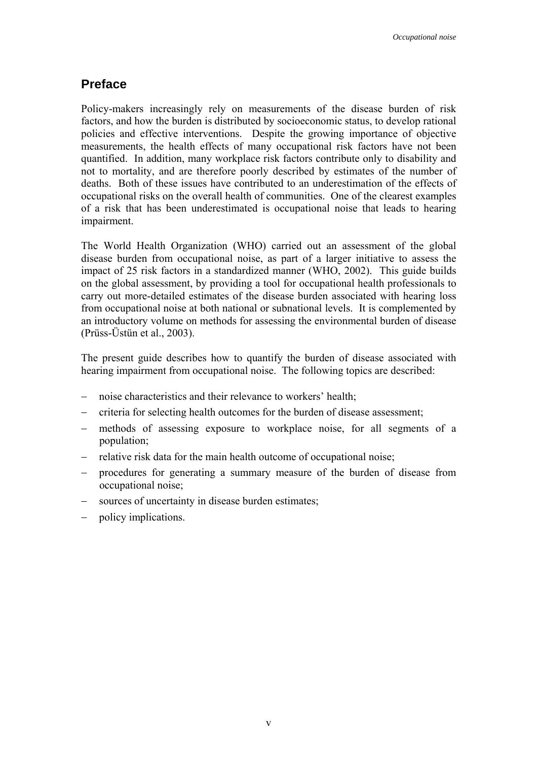## Preface

Policy-makers increasingly rely on measurements of the disease burden of risk factors, and how the burden is distributed by socioeconomic status, to develop rational policies and effective interventions. Despite the growing importance of objective measurements, the health effects of many occupational risk factors have not been quantified. In addition, many workplace risk factors contribute only to disability and not to mortality, and are therefore poorly described by estimates of the number of deaths. Both of these issues have contributed to an underestimation of the effects of occupational risks on the overall health of communities. One of the clearest examples of a risk that has been underestimated is occupational noise that leads to hearing impairment.

The World Health Organization (WHO) carried out an assessment of the global disease burden from occupational noise, as part of a larger initiative to assess the impact of 25 risk factors in a standardized manner (WHO, 2002). This guide builds on the global assessment, by providing a tool for occupational health professionals to carry out more-detailed estimates of the disease burden associated with hearing loss from occupational noise at both national or subnational levels. It is complemented by an introductory volume on methods for assessing the environmental burden of disease (Prüss-Üstün et al., 2003).

The present guide describes how to quantify the burden of disease associated with hearing impairment from occupational noise. The following topics are described:

- noise characteristics and their relevance to workers' health;
- criteria for selecting health outcomes for the burden of disease assessment;
- methods of assessing exposure to workplace noise, for all segments of a population;
- relative risk data for the main health outcome of occupational noise;
- procedures for generating a summary measure of the burden of disease from occupational noise;
- sources of uncertainty in disease burden estimates;
- policy implications.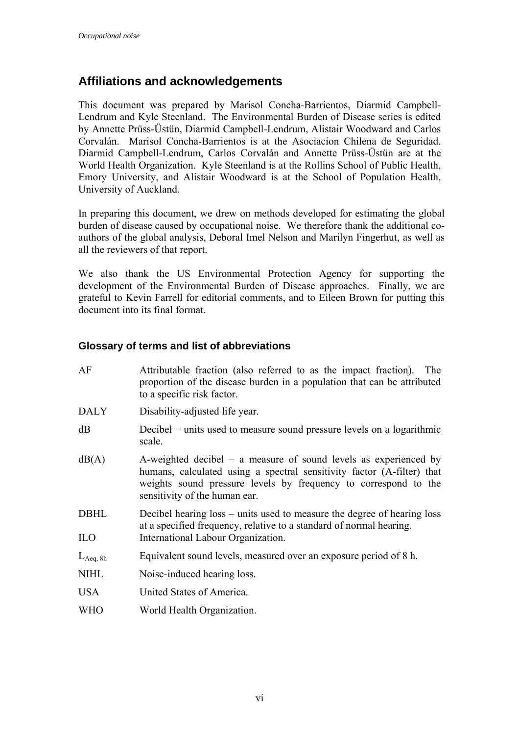## Affiliations and acknowledgements

This document was prepared by Marisol Concha-Barrientos, Diarmid Campbell-Lendrum and Kyle Steenland. The Environmental Burden of Disease series is edited by Annette Prüss-Üstün, Diarmid Campbell-Lendrum, Alistair Woodward and Carlos Corvalán. Marisol Concha-Barrientos is at the Asociacion Chilena de Seguridad. Diarmid Campbell-Lendrum, Carlos Corvalán and Annette Prüss-Üstün are at the World Health Organization. Kyle Steenland is at the Rollins School of Public Health, Emory University, and Alistair Woodward is at the School of Population Health, University of Auckland.

In preparing this document, we drew on methods developed for estimating the global burden of disease caused by occupational noise. We therefore thank the additional co-authors of the global analysis, Deboral Imel Nelson and Marilyn Fingerhut, as well as all the reviewers of that report.

We also thank the US Environmental Protection Agency for supporting the development of the Environmental Burden of Disease approaches. Finally, we are grateful to Kevin Farrell for editorial comments, and to Eileen Brown for putting this document into its final format.

### Glossary of terms and list of abbreviations

| | |
|---|---|
| AF | Attributable fraction (also referred to as the impact fraction). The proportion of the disease burden in a population that can be attributed to a specific risk factor. |
| DALY | Disability-adjusted life year. |
| dB | Decibel – units used to measure sound pressure levels on a logarithmic scale. |
| dB(A) | A-weighted decibel – a measure of sound levels as experienced by humans, calculated using a spectral sensitivity factor (A-filter) that weights sound pressure levels by frequency to correspond to the sensitivity of the human ear. |
| DBHL | Decibel hearing loss – units used to measure the degree of hearing loss at a specified frequency, relative to a standard of normal hearing. |
| ILO | International Labour Organization. |
| $L_{Aeq,\,8h}$ | Equivalent sound levels, measured over an exposure period of 8 h. |
| NIHL | Noise-induced hearing loss. |
| USA | United States of America. |
| WHO | World Health Organization. |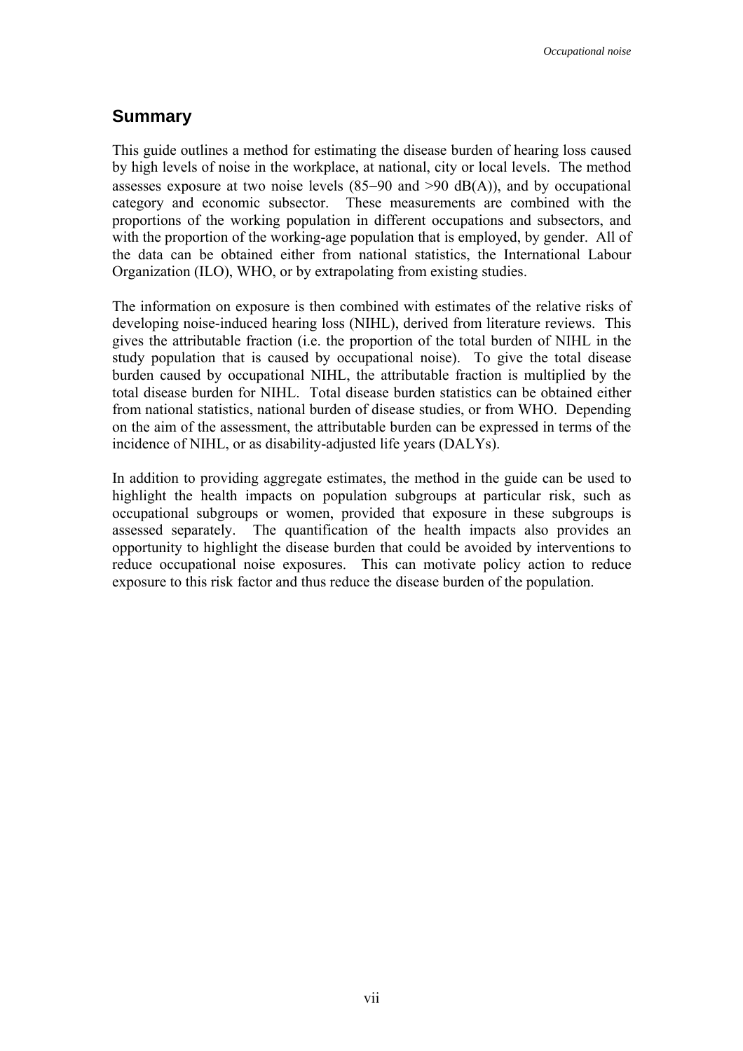## Summary

This guide outlines a method for estimating the disease burden of hearing loss caused by high levels of noise in the workplace, at national, city or local levels. The method assesses exposure at two noise levels (85−90 and >90 dB(A)), and by occupational category and economic subsector. These measurements are combined with the proportions of the working population in different occupations and subsectors, and with the proportion of the working-age population that is employed, by gender. All of the data can be obtained either from national statistics, the International Labour Organization (ILO), WHO, or by extrapolating from existing studies.

The information on exposure is then combined with estimates of the relative risks of developing noise-induced hearing loss (NIHL), derived from literature reviews. This gives the attributable fraction (i.e. the proportion of the total burden of NIHL in the study population that is caused by occupational noise). To give the total disease burden caused by occupational NIHL, the attributable fraction is multiplied by the total disease burden for NIHL. Total disease burden statistics can be obtained either from national statistics, national burden of disease studies, or from WHO. Depending on the aim of the assessment, the attributable burden can be expressed in terms of the incidence of NIHL, or as disability-adjusted life years (DALYs).

In addition to providing aggregate estimates, the method in the guide can be used to highlight the health impacts on population subgroups at particular risk, such as occupational subgroups or women, provided that exposure in these subgroups is assessed separately. The quantification of the health impacts also provides an opportunity to highlight the disease burden that could be avoided by interventions to reduce occupational noise exposures. This can motivate policy action to reduce exposure to this risk factor and thus reduce the disease burden of the population.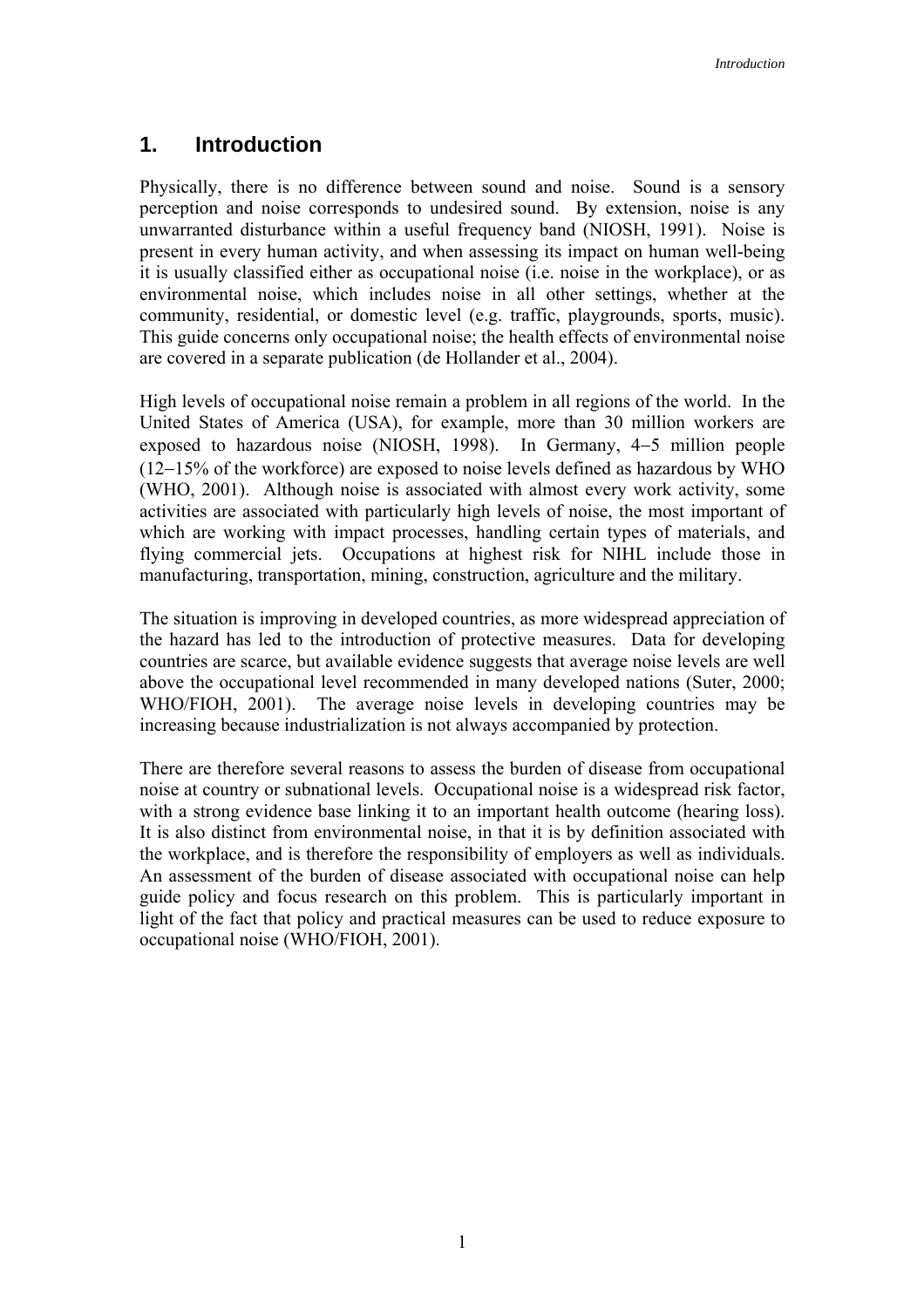# 1. Introduction

Physically, there is no difference between sound and noise. Sound is a sensory perception and noise corresponds to undesired sound. By extension, noise is any unwarranted disturbance within a useful frequency band (NIOSH, 1991). Noise is present in every human activity, and when assessing its impact on human well-being it is usually classified either as occupational noise (i.e. noise in the workplace), or as environmental noise, which includes noise in all other settings, whether at the community, residential, or domestic level (e.g. traffic, playgrounds, sports, music). This guide concerns only occupational noise; the health effects of environmental noise are covered in a separate publication (de Hollander et al., 2004).

High levels of occupational noise remain a problem in all regions of the world. In the United States of America (USA), for example, more than 30 million workers are exposed to hazardous noise (NIOSH, 1998). In Germany, 4−5 million people (12−15% of the workforce) are exposed to noise levels defined as hazardous by WHO (WHO, 2001). Although noise is associated with almost every work activity, some activities are associated with particularly high levels of noise, the most important of which are working with impact processes, handling certain types of materials, and flying commercial jets. Occupations at highest risk for NIHL include those in manufacturing, transportation, mining, construction, agriculture and the military.

The situation is improving in developed countries, as more widespread appreciation of the hazard has led to the introduction of protective measures. Data for developing countries are scarce, but available evidence suggests that average noise levels are well above the occupational level recommended in many developed nations (Suter, 2000; WHO/FIOH, 2001). The average noise levels in developing countries may be increasing because industrialization is not always accompanied by protection.

There are therefore several reasons to assess the burden of disease from occupational noise at country or subnational levels. Occupational noise is a widespread risk factor, with a strong evidence base linking it to an important health outcome (hearing loss). It is also distinct from environmental noise, in that it is by definition associated with the workplace, and is therefore the responsibility of employers as well as individuals. An assessment of the burden of disease associated with occupational noise can help guide policy and focus research on this problem. This is particularly important in light of the fact that policy and practical measures can be used to reduce exposure to occupational noise (WHO/FIOH, 2001).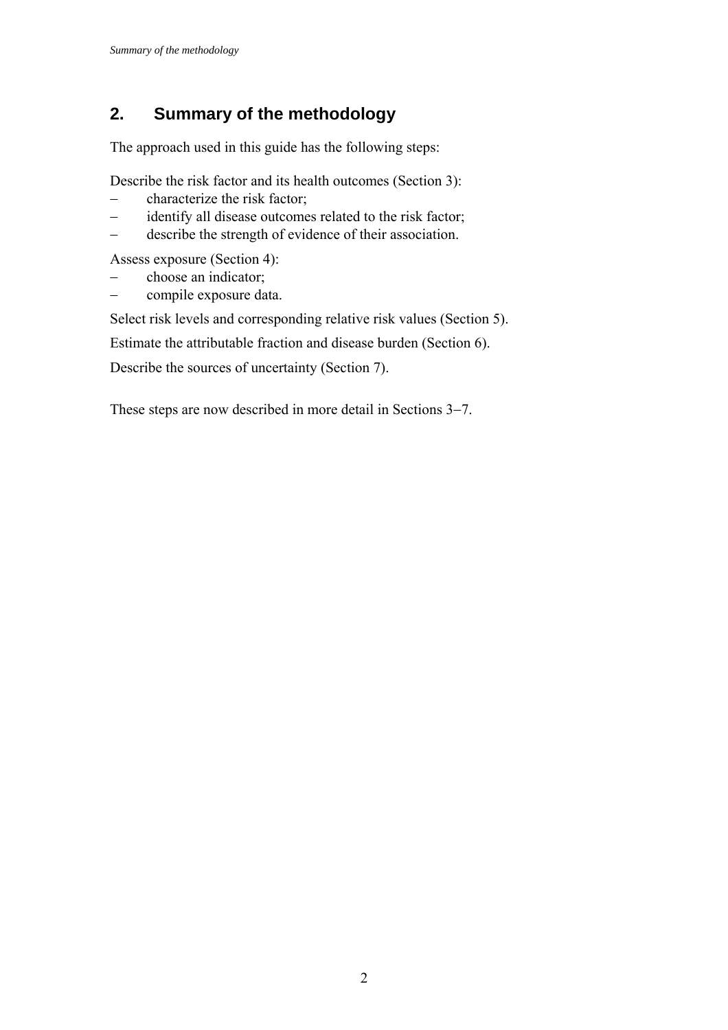## 2. Summary of the methodology

The approach used in this guide has the following steps:

Describe the risk factor and its health outcomes (Section 3):

- characterize the risk factor;
- identify all disease outcomes related to the risk factor;
- describe the strength of evidence of their association.

Assess exposure (Section 4):

- choose an indicator;
- compile exposure data.

Select risk levels and corresponding relative risk values (Section 5).

Estimate the attributable fraction and disease burden (Section 6).

Describe the sources of uncertainty (Section 7).

These steps are now described in more detail in Sections 3–7.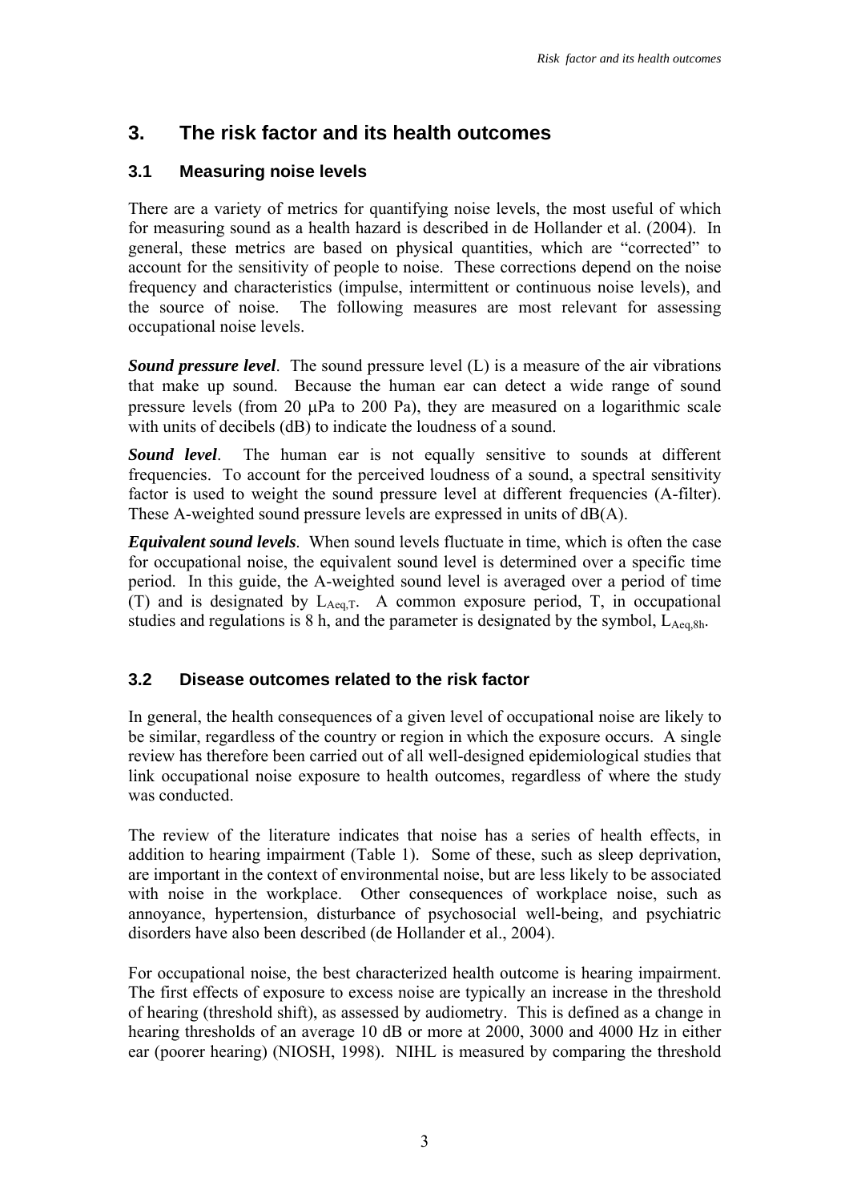# 3. The risk factor and its health outcomes

## 3.1 Measuring noise levels

There are a variety of metrics for quantifying noise levels, the most useful of which for measuring sound as a health hazard is described in de Hollander et al. (2004). In general, these metrics are based on physical quantities, which are "corrected" to account for the sensitivity of people to noise. These corrections depend on the noise frequency and characteristics (impulse, intermittent or continuous noise levels), and the source of noise. The following measures are most relevant for assessing occupational noise levels.

***Sound pressure level***. The sound pressure level (L) is a measure of the air vibrations that make up sound. Because the human ear can detect a wide range of sound pressure levels (from 20 μPa to 200 Pa), they are measured on a logarithmic scale with units of decibels (dB) to indicate the loudness of a sound.

***Sound level***. The human ear is not equally sensitive to sounds at different frequencies. To account for the perceived loudness of a sound, a spectral sensitivity factor is used to weight the sound pressure level at different frequencies (A-filter). These A-weighted sound pressure levels are expressed in units of dB(A).

***Equivalent sound levels***. When sound levels fluctuate in time, which is often the case for occupational noise, the equivalent sound level is determined over a specific time period. In this guide, the A-weighted sound level is averaged over a period of time (T) and is designated by $L_{Aeq,T}$. A common exposure period, T, in occupational studies and regulations is 8 h, and the parameter is designated by the symbol, $L_{Aeq,8h}$.

## 3.2 Disease outcomes related to the risk factor

In general, the health consequences of a given level of occupational noise are likely to be similar, regardless of the country or region in which the exposure occurs. A single review has therefore been carried out of all well-designed epidemiological studies that link occupational noise exposure to health outcomes, regardless of where the study was conducted.

The review of the literature indicates that noise has a series of health effects, in addition to hearing impairment (Table 1). Some of these, such as sleep deprivation, are important in the context of environmental noise, but are less likely to be associated with noise in the workplace. Other consequences of workplace noise, such as annoyance, hypertension, disturbance of psychosocial well-being, and psychiatric disorders have also been described (de Hollander et al., 2004).

For occupational noise, the best characterized health outcome is hearing impairment. The first effects of exposure to excess noise are typically an increase in the threshold of hearing (threshold shift), as assessed by audiometry. This is defined as a change in hearing thresholds of an average 10 dB or more at 2000, 3000 and 4000 Hz in either ear (poorer hearing) (NIOSH, 1998). NIHL is measured by comparing the threshold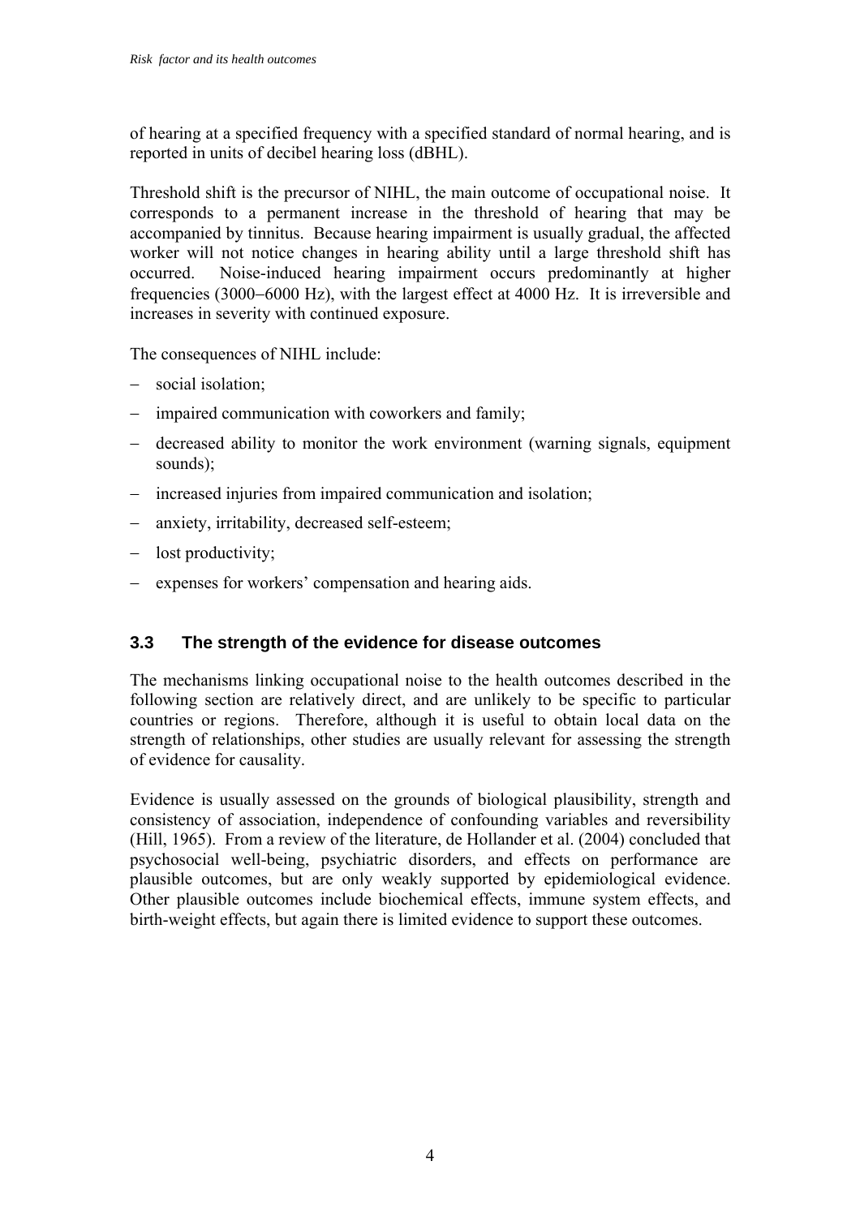of hearing at a specified frequency with a specified standard of normal hearing, and is reported in units of decibel hearing loss (dBHL).

Threshold shift is the precursor of NIHL, the main outcome of occupational noise. It corresponds to a permanent increase in the threshold of hearing that may be accompanied by tinnitus. Because hearing impairment is usually gradual, the affected worker will not notice changes in hearing ability until a large threshold shift has occurred. Noise-induced hearing impairment occurs predominantly at higher frequencies (3000–6000 Hz), with the largest effect at 4000 Hz. It is irreversible and increases in severity with continued exposure.

The consequences of NIHL include:

- social isolation;
- impaired communication with coworkers and family;
- decreased ability to monitor the work environment (warning signals, equipment sounds);
- increased injuries from impaired communication and isolation;
- anxiety, irritability, decreased self-esteem;
- lost productivity;
- expenses for workers' compensation and hearing aids.

### 3.3 The strength of the evidence for disease outcomes

The mechanisms linking occupational noise to the health outcomes described in the following section are relatively direct, and are unlikely to be specific to particular countries or regions. Therefore, although it is useful to obtain local data on the strength of relationships, other studies are usually relevant for assessing the strength of evidence for causality.

Evidence is usually assessed on the grounds of biological plausibility, strength and consistency of association, independence of confounding variables and reversibility (Hill, 1965). From a review of the literature, de Hollander et al. (2004) concluded that psychosocial well-being, psychiatric disorders, and effects on performance are plausible outcomes, but are only weakly supported by epidemiological evidence. Other plausible outcomes include biochemical effects, immune system effects, and birth-weight effects, but again there is limited evidence to support these outcomes.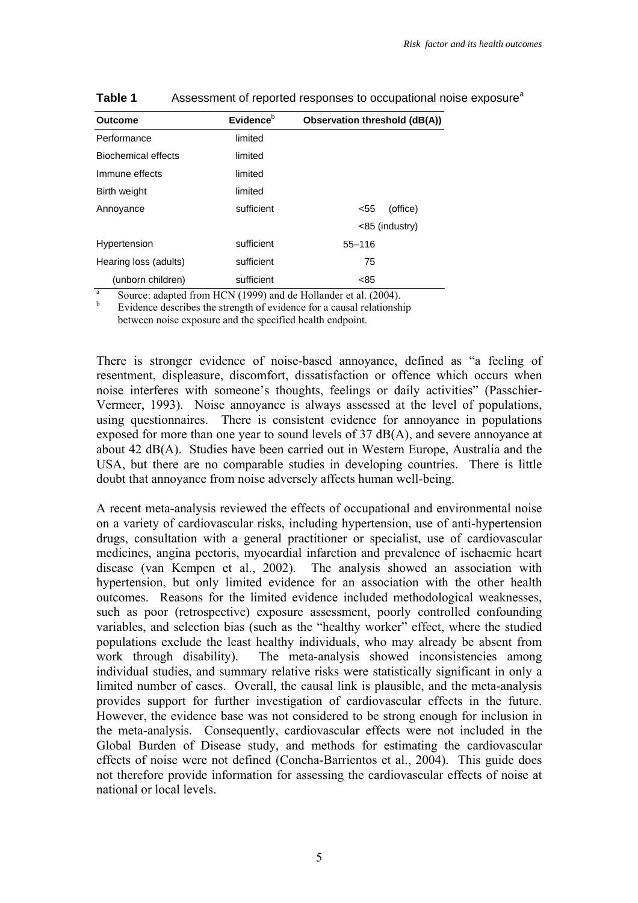**Table 1** Assessment of reported responses to occupational noise exposure[a]

| Outcome | Evidence[b] | Observation threshold (dB(A)) |
|---|---|---|
| Performance | limited | |
| Biochemical effects | limited | |
| Immune effects | limited | |
| Birth weight | limited | |
| Annoyance | sufficient | <55 (office) |
| | | <85 (industry) |
| Hypertension | sufficient | 55–116 |
| Hearing loss (adults) | sufficient | 75 |
| (unborn children) | sufficient | <85 |

[a] Source: adapted from HCN (1999) and de Hollander et al. (2004).
[b] Evidence describes the strength of evidence for a causal relationship between noise exposure and the specified health endpoint.

There is stronger evidence of noise-based annoyance, defined as "a feeling of resentment, displeasure, discomfort, dissatisfaction or offence which occurs when noise interferes with someone's thoughts, feelings or daily activities" (Passchier-Vermeer, 1993). Noise annoyance is always assessed at the level of populations, using questionnaires. There is consistent evidence for annoyance in populations exposed for more than one year to sound levels of 37 dB(A), and severe annoyance at about 42 dB(A). Studies have been carried out in Western Europe, Australia and the USA, but there are no comparable studies in developing countries. There is little doubt that annoyance from noise adversely affects human well-being.

A recent meta-analysis reviewed the effects of occupational and environmental noise on a variety of cardiovascular risks, including hypertension, use of anti-hypertension drugs, consultation with a general practitioner or specialist, use of cardiovascular medicines, angina pectoris, myocardial infarction and prevalence of ischaemic heart disease (van Kempen et al., 2002). The analysis showed an association with hypertension, but only limited evidence for an association with the other health outcomes. Reasons for the limited evidence included methodological weaknesses, such as poor (retrospective) exposure assessment, poorly controlled confounding variables, and selection bias (such as the "healthy worker" effect, where the studied populations exclude the least healthy individuals, who may already be absent from work through disability). The meta-analysis showed inconsistencies among individual studies, and summary relative risks were statistically significant in only a limited number of cases. Overall, the causal link is plausible, and the meta-analysis provides support for further investigation of cardiovascular effects in the future. However, the evidence base was not considered to be strong enough for inclusion in the meta-analysis. Consequently, cardiovascular effects were not included in the Global Burden of Disease study, and methods for estimating the cardiovascular effects of noise were not defined (Concha-Barrientos et al., 2004). This guide does not therefore provide information for assessing the cardiovascular effects of noise at national or local levels.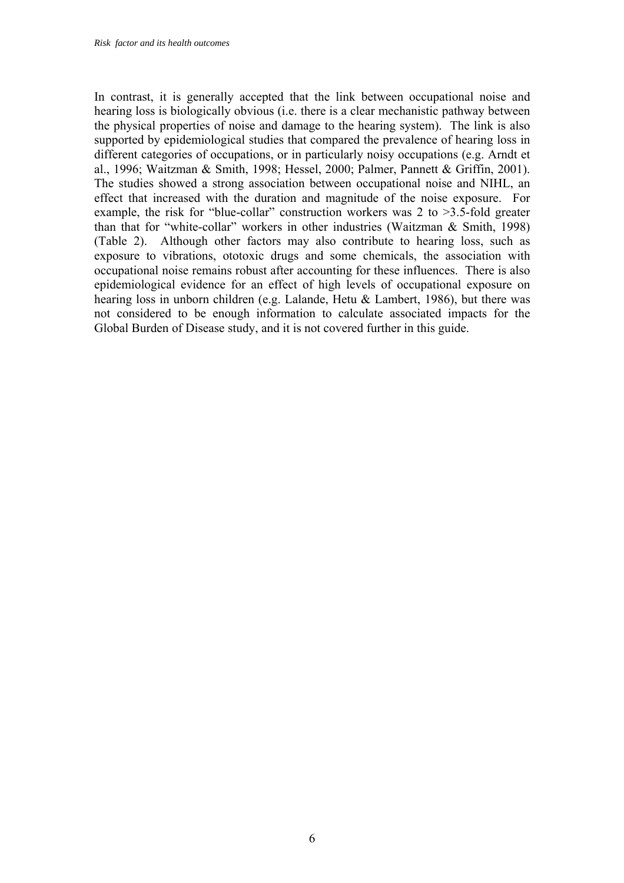In contrast, it is generally accepted that the link between occupational noise and hearing loss is biologically obvious (i.e. there is a clear mechanistic pathway between the physical properties of noise and damage to the hearing system). The link is also supported by epidemiological studies that compared the prevalence of hearing loss in different categories of occupations, or in particularly noisy occupations (e.g. Arndt et al., 1996; Waitzman & Smith, 1998; Hessel, 2000; Palmer, Pannett & Griffin, 2001). The studies showed a strong association between occupational noise and NIHL, an effect that increased with the duration and magnitude of the noise exposure. For example, the risk for "blue-collar" construction workers was 2 to >3.5-fold greater than that for "white-collar" workers in other industries (Waitzman & Smith, 1998) (Table 2). Although other factors may also contribute to hearing loss, such as exposure to vibrations, ototoxic drugs and some chemicals, the association with occupational noise remains robust after accounting for these influences. There is also epidemiological evidence for an effect of high levels of occupational exposure on hearing loss in unborn children (e.g. Lalande, Hetu & Lambert, 1986), but there was not considered to be enough information to calculate associated impacts for the Global Burden of Disease study, and it is not covered further in this guide.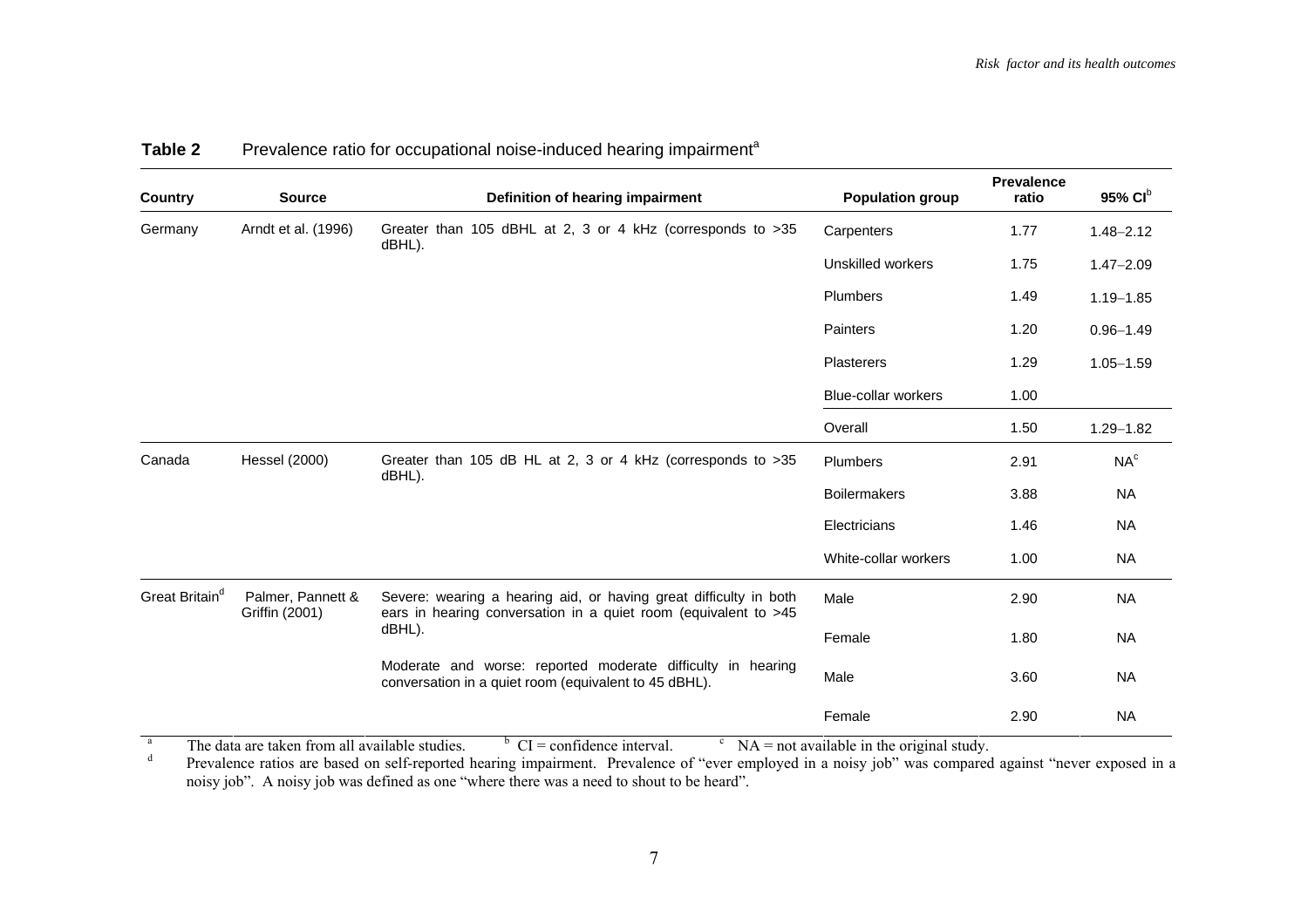**Table 2** Prevalence ratio for occupational noise-induced hearing impairment[a]

| Country | Source | Definition of hearing impairment | Population group | Prevalence ratio | 95% CI[b] |
|---|---|---|---|---|---|
| Germany | Arndt et al. (1996) | Greater than 105 dBHL at 2, 3 or 4 kHz (corresponds to >35 dBHL). | Carpenters | 1.77 | 1.48–2.12 |
| | | | Unskilled workers | 1.75 | 1.47–2.09 |
| | | | Plumbers | 1.49 | 1.19–1.85 |
| | | | Painters | 1.20 | 0.96–1.49 |
| | | | Plasterers | 1.29 | 1.05–1.59 |
| | | | Blue-collar workers | 1.00 | |
| | | | Overall | 1.50 | 1.29–1.82 |
| Canada | Hessel (2000) | Greater than 105 dB HL at 2, 3 or 4 kHz (corresponds to >35 dBHL). | Plumbers | 2.91 | NA[c] |
| | | | Boilermakers | 3.88 | NA |
| | | | Electricians | 1.46 | NA |
| | | | White-collar workers | 1.00 | NA |
| Great Britain[d] | Palmer, Pannett & Griffin (2001) | Severe: wearing a hearing aid, or having great difficulty in both ears in hearing conversation in a quiet room (equivalent to >45 dBHL). | Male | 2.90 | NA |
| | | | Female | 1.80 | NA |
| | | Moderate and worse: reported moderate difficulty in hearing conversation in a quiet room (equivalent to 45 dBHL). | Male | 3.60 | NA |
| | | | Female | 2.90 | NA |

[a] The data are taken from all available studies. [b] CI = confidence interval. [c] NA = not available in the original study.

[d] Prevalence ratios are based on self-reported hearing impairment. Prevalence of "ever employed in a noisy job" was compared against "never exposed in a noisy job". A noisy job was defined as one "where there was a need to shout to be heard".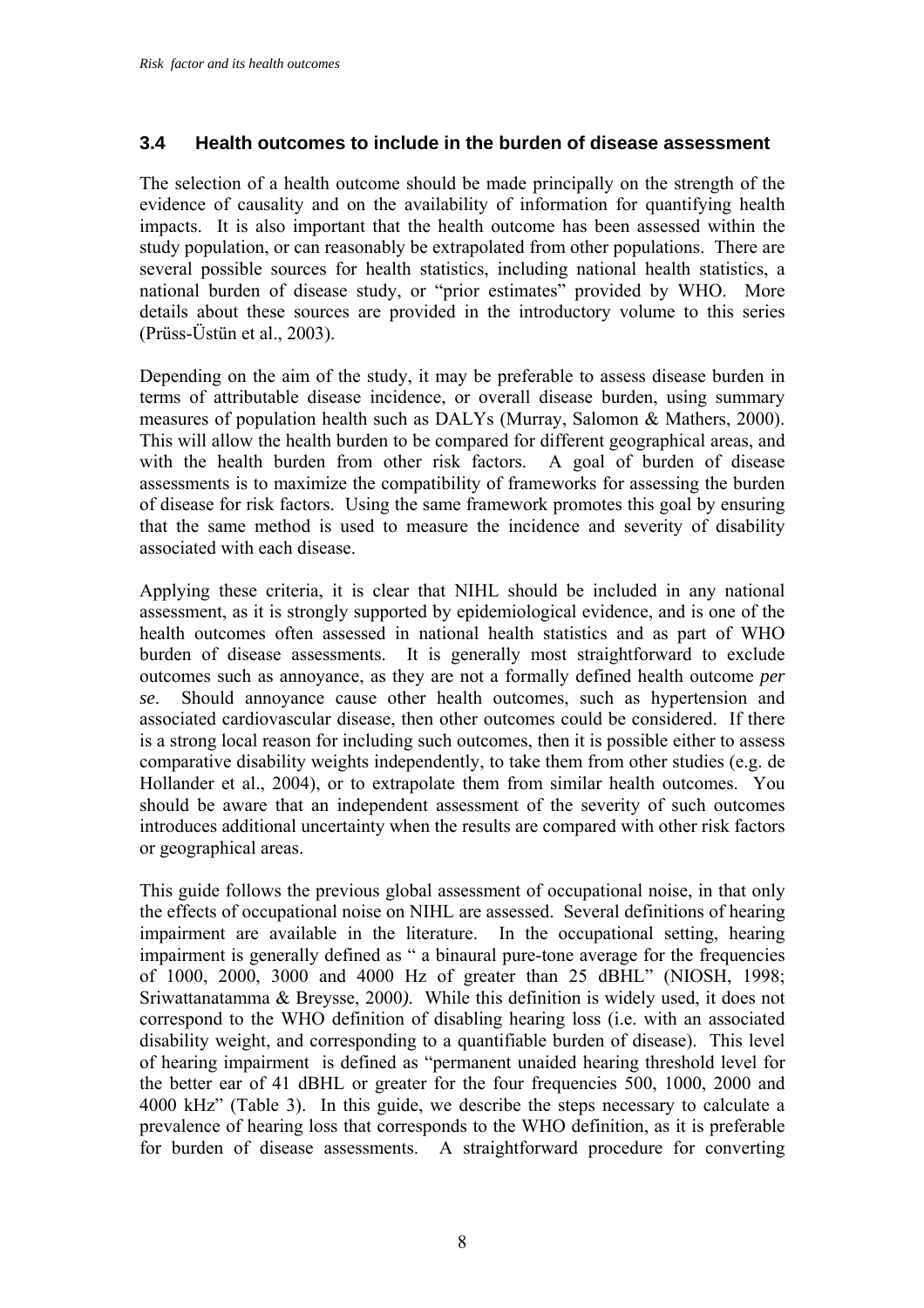## 3.4 Health outcomes to include in the burden of disease assessment

The selection of a health outcome should be made principally on the strength of the evidence of causality and on the availability of information for quantifying health impacts. It is also important that the health outcome has been assessed within the study population, or can reasonably be extrapolated from other populations. There are several possible sources for health statistics, including national health statistics, a national burden of disease study, or "prior estimates" provided by WHO. More details about these sources are provided in the introductory volume to this series (Prüss-Üstün et al., 2003).

Depending on the aim of the study, it may be preferable to assess disease burden in terms of attributable disease incidence, or overall disease burden, using summary measures of population health such as DALYs (Murray, Salomon & Mathers, 2000). This will allow the health burden to be compared for different geographical areas, and with the health burden from other risk factors. A goal of burden of disease assessments is to maximize the compatibility of frameworks for assessing the burden of disease for risk factors. Using the same framework promotes this goal by ensuring that the same method is used to measure the incidence and severity of disability associated with each disease.

Applying these criteria, it is clear that NIHL should be included in any national assessment, as it is strongly supported by epidemiological evidence, and is one of the health outcomes often assessed in national health statistics and as part of WHO burden of disease assessments. It is generally most straightforward to exclude outcomes such as annoyance, as they are not a formally defined health outcome *per se*. Should annoyance cause other health outcomes, such as hypertension and associated cardiovascular disease, then other outcomes could be considered. If there is a strong local reason for including such outcomes, then it is possible either to assess comparative disability weights independently, to take them from other studies (e.g. de Hollander et al., 2004), or to extrapolate them from similar health outcomes. You should be aware that an independent assessment of the severity of such outcomes introduces additional uncertainty when the results are compared with other risk factors or geographical areas.

This guide follows the previous global assessment of occupational noise, in that only the effects of occupational noise on NIHL are assessed. Several definitions of hearing impairment are available in the literature. In the occupational setting, hearing impairment is generally defined as " a binaural pure-tone average for the frequencies of 1000, 2000, 3000 and 4000 Hz of greater than 25 dBHL" (NIOSH, 1998; Sriwattanatamma & Breysse, 2000*)*. While this definition is widely used, it does not correspond to the WHO definition of disabling hearing loss (i.e. with an associated disability weight, and corresponding to a quantifiable burden of disease). This level of hearing impairment is defined as "permanent unaided hearing threshold level for the better ear of 41 dBHL or greater for the four frequencies 500, 1000, 2000 and 4000 kHz" (Table 3). In this guide, we describe the steps necessary to calculate a prevalence of hearing loss that corresponds to the WHO definition, as it is preferable for burden of disease assessments. A straightforward procedure for converting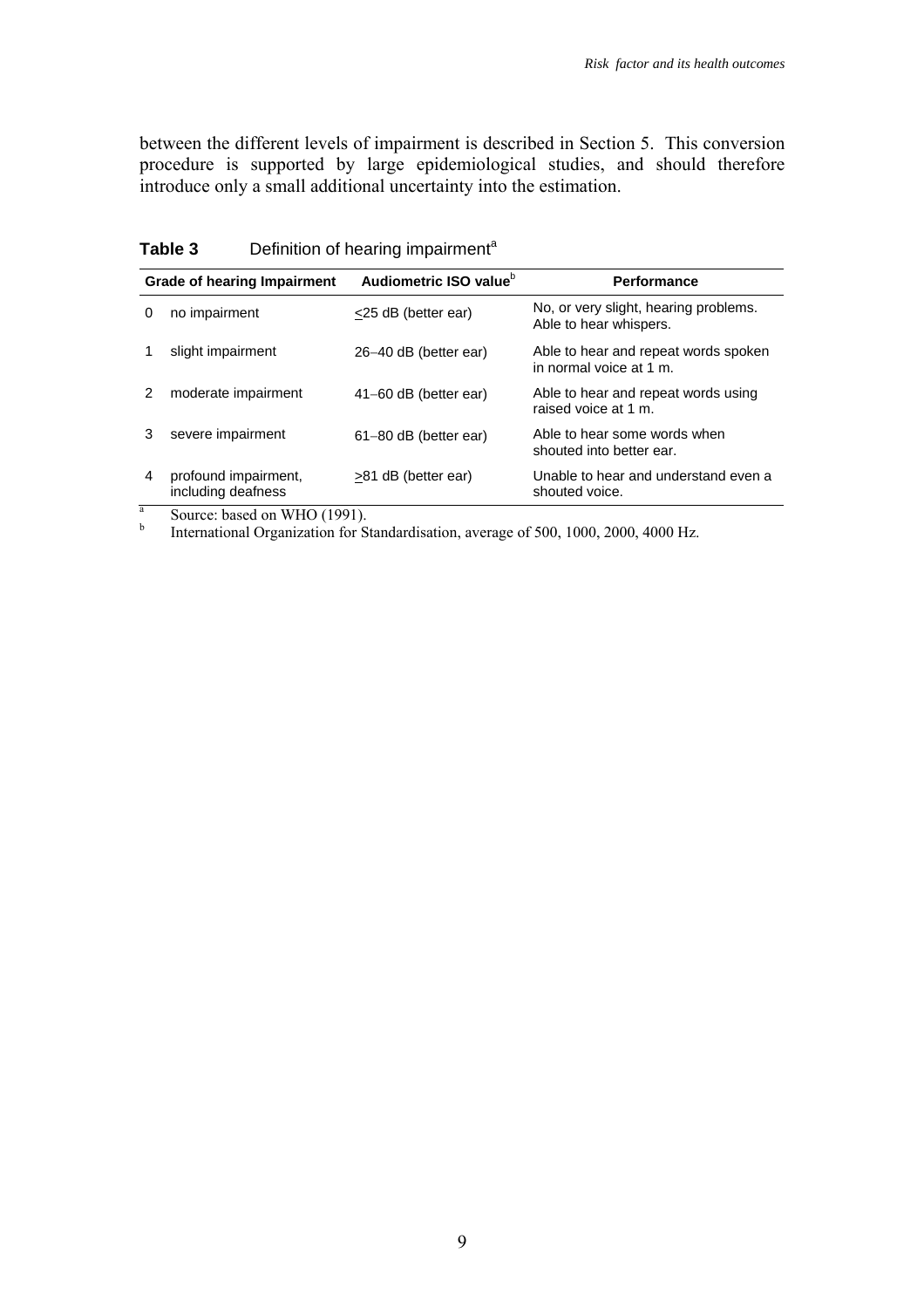between the different levels of impairment is described in Section 5. This conversion procedure is supported by large epidemiological studies, and should therefore introduce only a small additional uncertainty into the estimation.

**Table 3** Definition of hearing impairment[a]

| Grade of hearing Impairment | | Audiometric ISO value[b] | Performance |
|---|---|---|---|
| 0 | no impairment | ≤25 dB (better ear) | No, or very slight, hearing problems. Able to hear whispers. |
| 1 | slight impairment | 26–40 dB (better ear) | Able to hear and repeat words spoken in normal voice at 1 m. |
| 2 | moderate impairment | 41–60 dB (better ear) | Able to hear and repeat words using raised voice at 1 m. |
| 3 | severe impairment | 61–80 dB (better ear) | Able to hear some words when shouted into better ear. |
| 4 | profound impairment, including deafness | ≥81 dB (better ear) | Unable to hear and understand even a shouted voice. |

[a] Source: based on WHO (1991).

[b] International Organization for Standardisation, average of 500, 1000, 2000, 4000 Hz.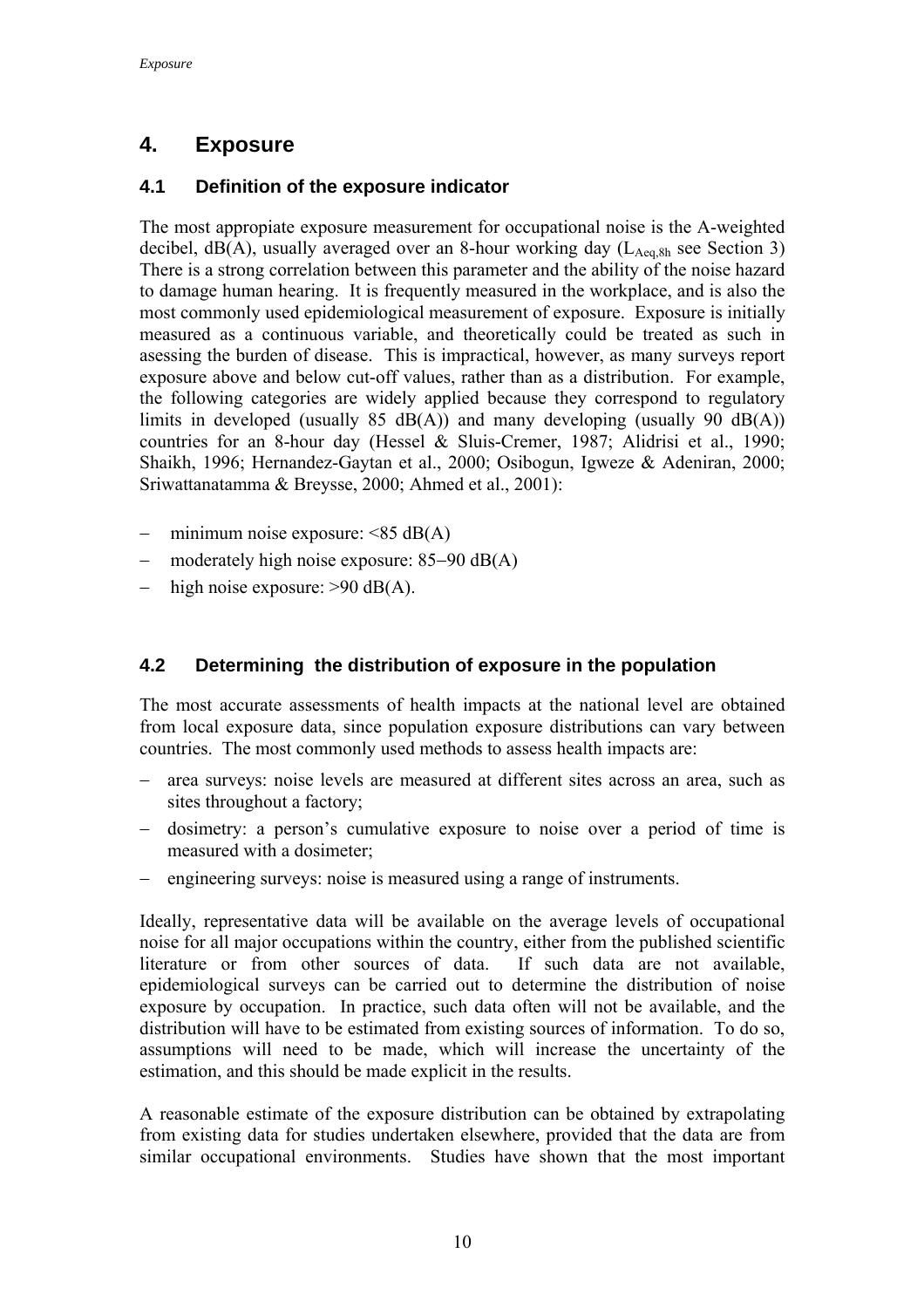# 4. Exposure

## 4.1 Definition of the exposure indicator

The most appropiate exposure measurement for occupational noise is the A-weighted decibel, dB(A), usually averaged over an 8-hour working day ($L_{Aeq,8h}$ see Section 3) There is a strong correlation between this parameter and the ability of the noise hazard to damage human hearing. It is frequently measured in the workplace, and is also the most commonly used epidemiological measurement of exposure. Exposure is initially measured as a continuous variable, and theoretically could be treated as such in asessing the burden of disease. This is impractical, however, as many surveys report exposure above and below cut-off values, rather than as a distribution. For example, the following categories are widely applied because they correspond to regulatory limits in developed (usually 85 dB(A)) and many developing (usually 90 dB(A)) countries for an 8-hour day (Hessel & Sluis-Cremer, 1987; Alidrisi et al., 1990; Shaikh, 1996; Hernandez-Gaytan et al., 2000; Osibogun, Igweze & Adeniran, 2000; Sriwattanatamma & Breysse, 2000; Ahmed et al., 2001):

- minimum noise exposure: <85 dB(A)
- moderately high noise exposure: 85−90 dB(A)
- high noise exposure: >90 dB(A).

## 4.2 Determining the distribution of exposure in the population

The most accurate assessments of health impacts at the national level are obtained from local exposure data, since population exposure distributions can vary between countries. The most commonly used methods to assess health impacts are:

- area surveys: noise levels are measured at different sites across an area, such as sites throughout a factory;
- dosimetry: a person's cumulative exposure to noise over a period of time is measured with a dosimeter;
- engineering surveys: noise is measured using a range of instruments.

Ideally, representative data will be available on the average levels of occupational noise for all major occupations within the country, either from the published scientific literature or from other sources of data. If such data are not available, epidemiological surveys can be carried out to determine the distribution of noise exposure by occupation. In practice, such data often will not be available, and the distribution will have to be estimated from existing sources of information. To do so, assumptions will need to be made, which will increase the uncertainty of the estimation, and this should be made explicit in the results.

A reasonable estimate of the exposure distribution can be obtained by extrapolating from existing data for studies undertaken elsewhere, provided that the data are from similar occupational environments. Studies have shown that the most important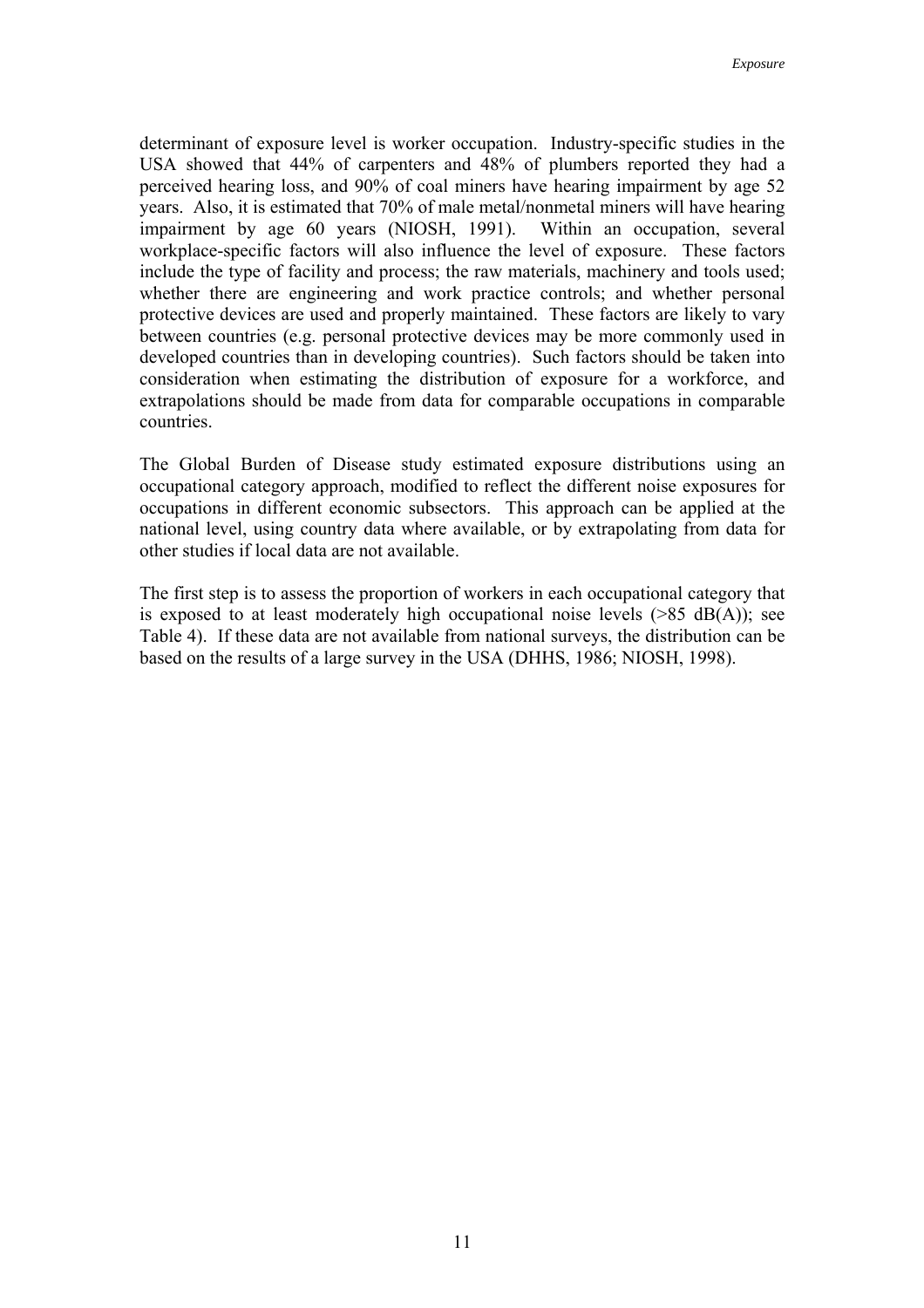determinant of exposure level is worker occupation. Industry-specific studies in the USA showed that 44% of carpenters and 48% of plumbers reported they had a perceived hearing loss, and 90% of coal miners have hearing impairment by age 52 years. Also, it is estimated that 70% of male metal/nonmetal miners will have hearing impairment by age 60 years (NIOSH, 1991). Within an occupation, several workplace-specific factors will also influence the level of exposure. These factors include the type of facility and process; the raw materials, machinery and tools used; whether there are engineering and work practice controls; and whether personal protective devices are used and properly maintained. These factors are likely to vary between countries (e.g. personal protective devices may be more commonly used in developed countries than in developing countries). Such factors should be taken into consideration when estimating the distribution of exposure for a workforce, and extrapolations should be made from data for comparable occupations in comparable countries.

The Global Burden of Disease study estimated exposure distributions using an occupational category approach, modified to reflect the different noise exposures for occupations in different economic subsectors. This approach can be applied at the national level, using country data where available, or by extrapolating from data for other studies if local data are not available.

The first step is to assess the proportion of workers in each occupational category that is exposed to at least moderately high occupational noise levels (>85 dB(A)); see Table 4). If these data are not available from national surveys, the distribution can be based on the results of a large survey in the USA (DHHS, 1986; NIOSH, 1998).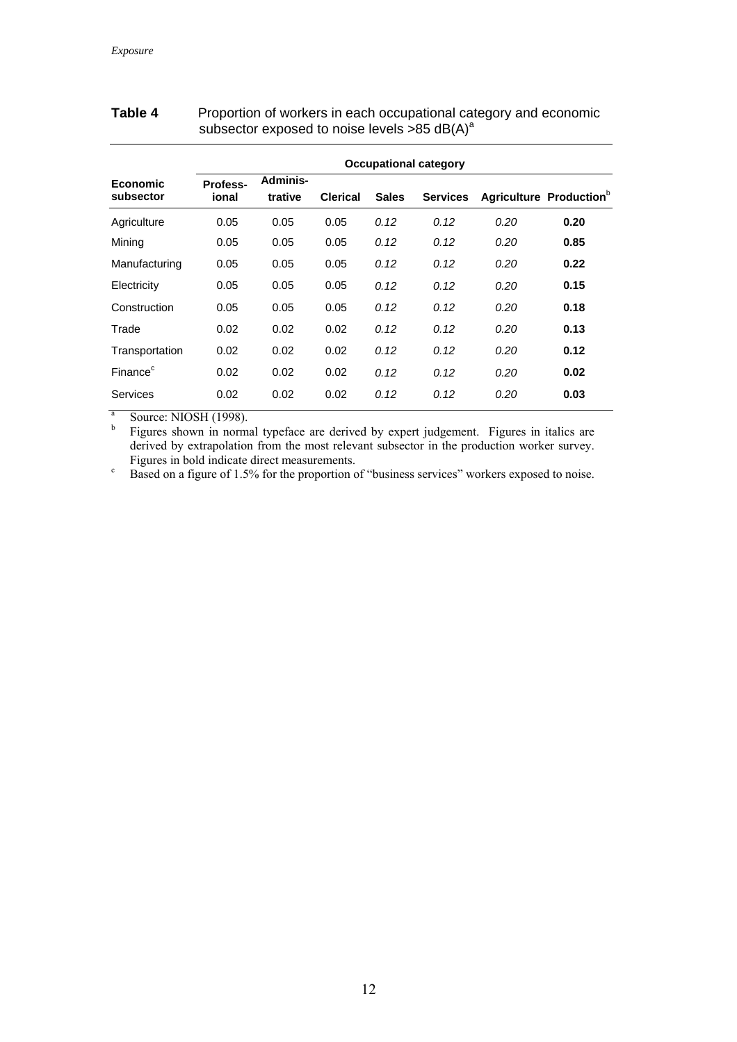**Table 4** Proportion of workers in each occupational category and economic subsector exposed to noise levels >85 dB(A)[a]

| Economic subsector | Occupational category | | | | | | |
|---|---|---|---|---|---|---|---|
| | Profess-ional | Adminis-trative | Clerical | Sales | Services | Agriculture | Production[b] |
| Agriculture | 0.05 | 0.05 | 0.05 | *0.12* | *0.12* | *0.20* | **0.20** |
| Mining | 0.05 | 0.05 | 0.05 | *0.12* | *0.12* | *0.20* | **0.85** |
| Manufacturing | 0.05 | 0.05 | 0.05 | *0.12* | *0.12* | *0.20* | **0.22** |
| Electricity | 0.05 | 0.05 | 0.05 | *0.12* | *0.12* | *0.20* | **0.15** |
| Construction | 0.05 | 0.05 | 0.05 | *0.12* | *0.12* | *0.20* | **0.18** |
| Trade | 0.02 | 0.02 | 0.02 | *0.12* | *0.12* | *0.20* | **0.13** |
| Transportation | 0.02 | 0.02 | 0.02 | *0.12* | *0.12* | *0.20* | **0.12** |
| Finance[c] | 0.02 | 0.02 | 0.02 | *0.12* | *0.12* | *0.20* | **0.02** |
| Services | 0.02 | 0.02 | 0.02 | *0.12* | *0.12* | *0.20* | **0.03** |

[a] Source: NIOSH (1998).

[b] Figures shown in normal typeface are derived by expert judgement. Figures in italics are derived by extrapolation from the most relevant subsector in the production worker survey. Figures in bold indicate direct measurements.

[c] Based on a figure of 1.5% for the proportion of "business services" workers exposed to noise.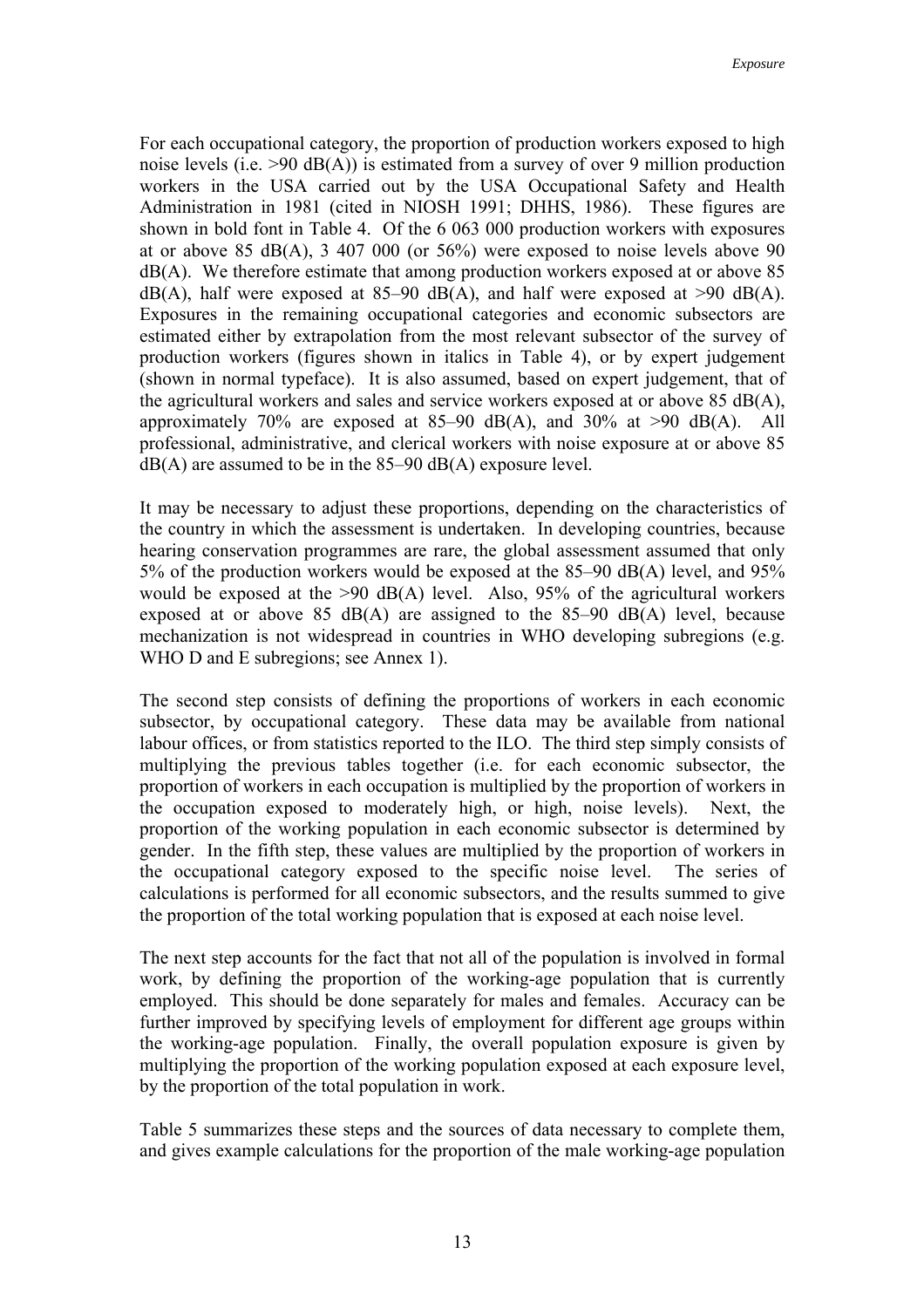For each occupational category, the proportion of production workers exposed to high noise levels (i.e. >90 dB(A)) is estimated from a survey of over 9 million production workers in the USA carried out by the USA Occupational Safety and Health Administration in 1981 (cited in NIOSH 1991; DHHS, 1986). These figures are shown in bold font in Table 4. Of the 6 063 000 production workers with exposures at or above 85 dB(A), 3 407 000 (or 56%) were exposed to noise levels above 90 dB(A). We therefore estimate that among production workers exposed at or above 85 dB(A), half were exposed at 85–90 dB(A), and half were exposed at >90 dB(A). Exposures in the remaining occupational categories and economic subsectors are estimated either by extrapolation from the most relevant subsector of the survey of production workers (figures shown in italics in Table 4), or by expert judgement (shown in normal typeface). It is also assumed, based on expert judgement, that of the agricultural workers and sales and service workers exposed at or above 85 dB(A), approximately 70% are exposed at 85–90 dB(A), and 30% at >90 dB(A). All professional, administrative, and clerical workers with noise exposure at or above 85 dB(A) are assumed to be in the 85–90 dB(A) exposure level.

It may be necessary to adjust these proportions, depending on the characteristics of the country in which the assessment is undertaken. In developing countries, because hearing conservation programmes are rare, the global assessment assumed that only 5% of the production workers would be exposed at the 85–90 dB(A) level, and 95% would be exposed at the >90 dB(A) level. Also, 95% of the agricultural workers exposed at or above 85 dB(A) are assigned to the 85–90 dB(A) level, because mechanization is not widespread in countries in WHO developing subregions (e.g. WHO D and E subregions; see Annex 1).

The second step consists of defining the proportions of workers in each economic subsector, by occupational category. These data may be available from national labour offices, or from statistics reported to the ILO. The third step simply consists of multiplying the previous tables together (i.e. for each economic subsector, the proportion of workers in each occupation is multiplied by the proportion of workers in the occupation exposed to moderately high, or high, noise levels). Next, the proportion of the working population in each economic subsector is determined by gender. In the fifth step, these values are multiplied by the proportion of workers in the occupational category exposed to the specific noise level. The series of calculations is performed for all economic subsectors, and the results summed to give the proportion of the total working population that is exposed at each noise level.

The next step accounts for the fact that not all of the population is involved in formal work, by defining the proportion of the working-age population that is currently employed. This should be done separately for males and females. Accuracy can be further improved by specifying levels of employment for different age groups within the working-age population. Finally, the overall population exposure is given by multiplying the proportion of the working population exposed at each exposure level, by the proportion of the total population in work.

Table 5 summarizes these steps and the sources of data necessary to complete them, and gives example calculations for the proportion of the male working-age population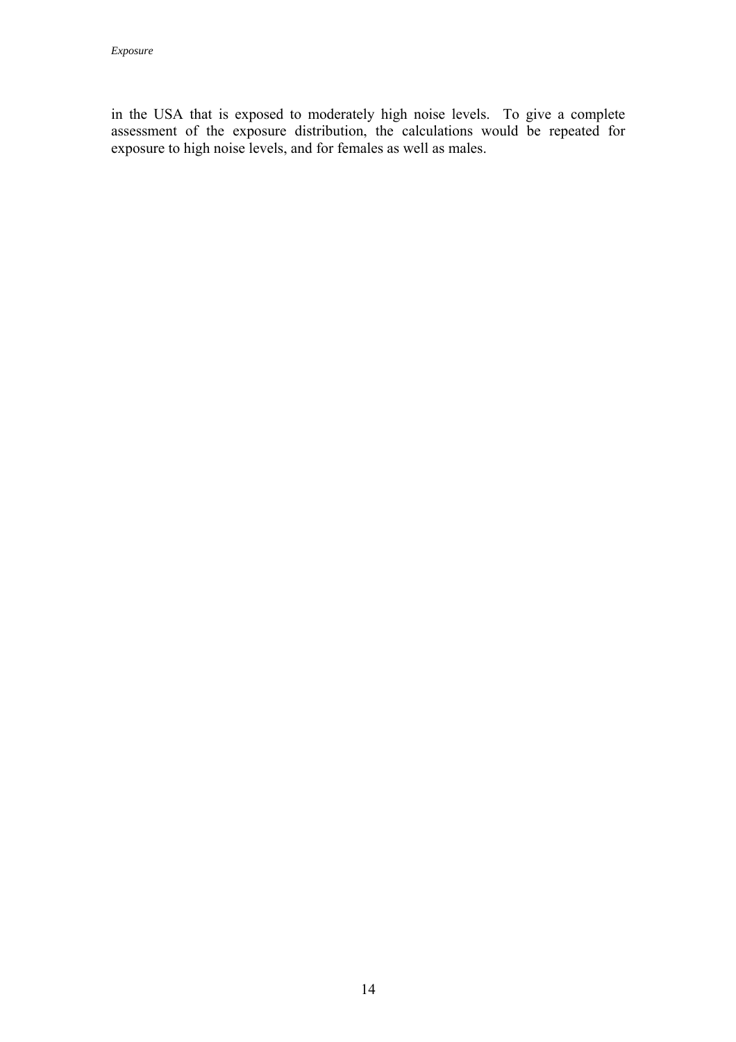in the USA that is exposed to moderately high noise levels. To give a complete assessment of the exposure distribution, the calculations would be repeated for exposure to high noise levels, and for females as well as males.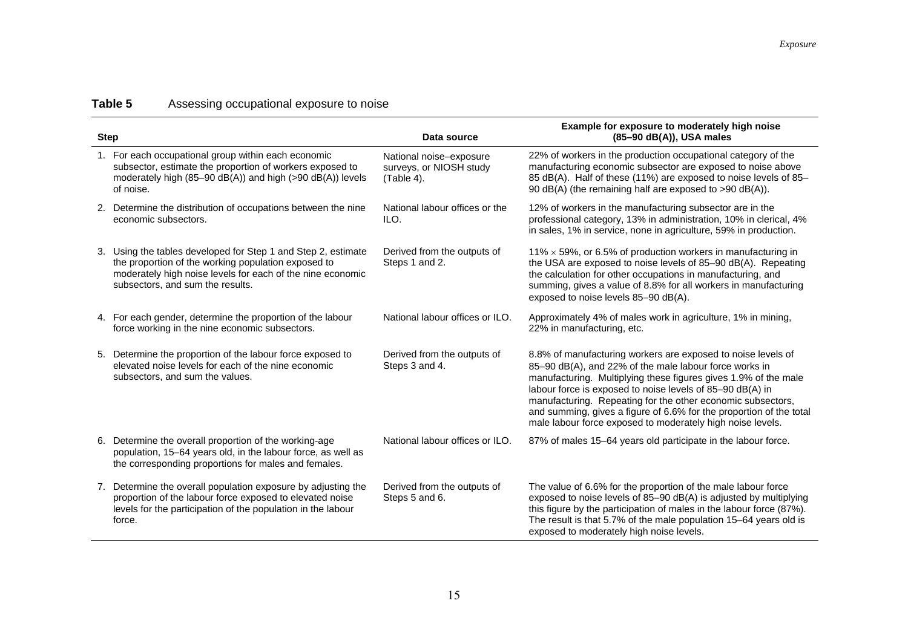**Table 5** Assessing occupational exposure to noise

| Step | Data source | Example for exposure to moderately high noise (85–90 dB(A)), USA males |
|---|---|---|
| 1. For each occupational group within each economic subsector, estimate the proportion of workers exposed to moderately high (85–90 dB(A)) and high (>90 dB(A)) levels of noise. | National noise–exposure surveys, or NIOSH study (Table 4). | 22% of workers in the production occupational category of the manufacturing economic subsector are exposed to noise above 85 dB(A). Half of these (11%) are exposed to noise levels of 85–90 dB(A) (the remaining half are exposed to >90 dB(A)). |
| 2. Determine the distribution of occupations between the nine economic subsectors. | National labour offices or the ILO. | 12% of workers in the manufacturing subsector are in the professional category, 13% in administration, 10% in clerical, 4% in sales, 1% in service, none in agriculture, 59% in production. |
| 3. Using the tables developed for Step 1 and Step 2, estimate the proportion of the working population exposed to moderately high noise levels for each of the nine economic subsectors, and sum the results. | Derived from the outputs of Steps 1 and 2. | 11% $\times$ 59%, or 6.5% of production workers in manufacturing in the USA are exposed to noise levels of 85–90 dB(A). Repeating the calculation for other occupations in manufacturing, and summing, gives a value of 8.8% for all workers in manufacturing exposed to noise levels 85–90 dB(A). |
| 4. For each gender, determine the proportion of the labour force working in the nine economic subsectors. | National labour offices or ILO. | Approximately 4% of males work in agriculture, 1% in mining, 22% in manufacturing, etc. |
| 5. Determine the proportion of the labour force exposed to elevated noise levels for each of the nine economic subsectors, and sum the values. | Derived from the outputs of Steps 3 and 4. | 8.8% of manufacturing workers are exposed to noise levels of 85–90 dB(A), and 22% of the male labour force works in manufacturing. Multiplying these figures gives 1.9% of the male labour force is exposed to noise levels of 85–90 dB(A) in manufacturing. Repeating for the other economic subsectors, and summing, gives a figure of 6.6% for the proportion of the total male labour force exposed to moderately high noise levels. |
| 6. Determine the overall proportion of the working-age population, 15–64 years old, in the labour force, as well as the corresponding proportions for males and females. | National labour offices or ILO. | 87% of males 15–64 years old participate in the labour force. |
| 7. Determine the overall population exposure by adjusting the proportion of the labour force exposed to elevated noise levels for the participation of the population in the labour force. | Derived from the outputs of Steps 5 and 6. | The value of 6.6% for the proportion of the male labour force exposed to noise levels of 85–90 dB(A) is adjusted by multiplying this figure by the participation of males in the labour force (87%). The result is that 5.7% of the male population 15–64 years old is exposed to moderately high noise levels. |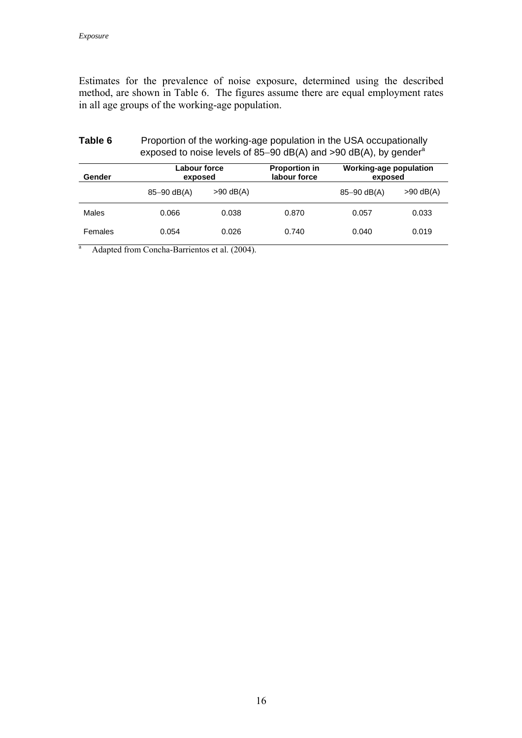Estimates for the prevalence of noise exposure, determined using the described method, are shown in Table 6. The figures assume there are equal employment rates in all age groups of the working-age population.

**Table 6** Proportion of the working-age population in the USA occupationally exposed to noise levels of 85–90 dB(A) and >90 dB(A), by gender[a]

| Gender | Labour force exposed | | Proportion in labour force | Working-age population exposed | |
|---|---|---|---|---|---|
| | 85–90 dB(A) | >90 dB(A) | | 85–90 dB(A) | >90 dB(A) |
| Males | 0.066 | 0.038 | 0.870 | 0.057 | 0.033 |
| Females | 0.054 | 0.026 | 0.740 | 0.040 | 0.019 |

[a] Adapted from Concha-Barrientos et al. (2004).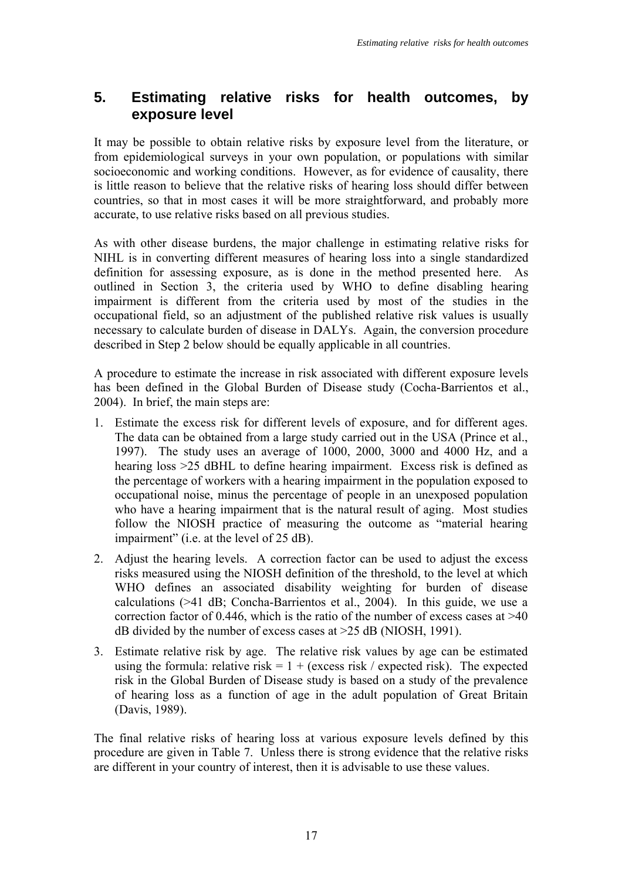## 5. Estimating relative risks for health outcomes, by exposure level

It may be possible to obtain relative risks by exposure level from the literature, or from epidemiological surveys in your own population, or populations with similar socioeconomic and working conditions. However, as for evidence of causality, there is little reason to believe that the relative risks of hearing loss should differ between countries, so that in most cases it will be more straightforward, and probably more accurate, to use relative risks based on all previous studies.

As with other disease burdens, the major challenge in estimating relative risks for NIHL is in converting different measures of hearing loss into a single standardized definition for assessing exposure, as is done in the method presented here. As outlined in Section 3, the criteria used by WHO to define disabling hearing impairment is different from the criteria used by most of the studies in the occupational field, so an adjustment of the published relative risk values is usually necessary to calculate burden of disease in DALYs. Again, the conversion procedure described in Step 2 below should be equally applicable in all countries.

A procedure to estimate the increase in risk associated with different exposure levels has been defined in the Global Burden of Disease study (Cocha-Barrientos et al., 2004). In brief, the main steps are:

1. Estimate the excess risk for different levels of exposure, and for different ages. The data can be obtained from a large study carried out in the USA (Prince et al., 1997). The study uses an average of 1000, 2000, 3000 and 4000 Hz, and a hearing loss >25 dBHL to define hearing impairment. Excess risk is defined as the percentage of workers with a hearing impairment in the population exposed to occupational noise, minus the percentage of people in an unexposed population who have a hearing impairment that is the natural result of aging. Most studies follow the NIOSH practice of measuring the outcome as "material hearing impairment" (i.e. at the level of 25 dB).
2. Adjust the hearing levels. A correction factor can be used to adjust the excess risks measured using the NIOSH definition of the threshold, to the level at which WHO defines an associated disability weighting for burden of disease calculations (>41 dB; Concha-Barrientos et al., 2004). In this guide, we use a correction factor of 0.446, which is the ratio of the number of excess cases at >40 dB divided by the number of excess cases at >25 dB (NIOSH, 1991).
3. Estimate relative risk by age. The relative risk values by age can be estimated using the formula: relative risk = 1 + (excess risk / expected risk). The expected risk in the Global Burden of Disease study is based on a study of the prevalence of hearing loss as a function of age in the adult population of Great Britain (Davis, 1989).

The final relative risks of hearing loss at various exposure levels defined by this procedure are given in Table 7. Unless there is strong evidence that the relative risks are different in your country of interest, then it is advisable to use these values.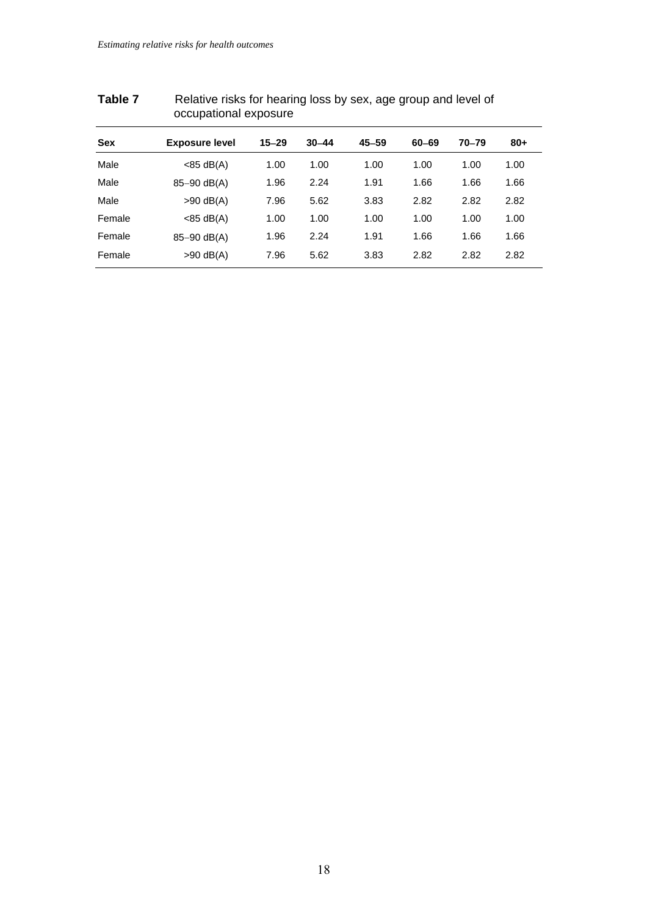**Table 7** Relative risks for hearing loss by sex, age group and level of occupational exposure

| Sex | Exposure level | 15–29 | 30–44 | 45–59 | 60–69 | 70–79 | 80+ |
|---|---|---|---|---|---|---|---|
| Male | <85 dB(A) | 1.00 | 1.00 | 1.00 | 1.00 | 1.00 | 1.00 |
| Male | 85–90 dB(A) | 1.96 | 2.24 | 1.91 | 1.66 | 1.66 | 1.66 |
| Male | >90 dB(A) | 7.96 | 5.62 | 3.83 | 2.82 | 2.82 | 2.82 |
| Female | <85 dB(A) | 1.00 | 1.00 | 1.00 | 1.00 | 1.00 | 1.00 |
| Female | 85–90 dB(A) | 1.96 | 2.24 | 1.91 | 1.66 | 1.66 | 1.66 |
| Female | >90 dB(A) | 7.96 | 5.62 | 3.83 | 2.82 | 2.82 | 2.82 |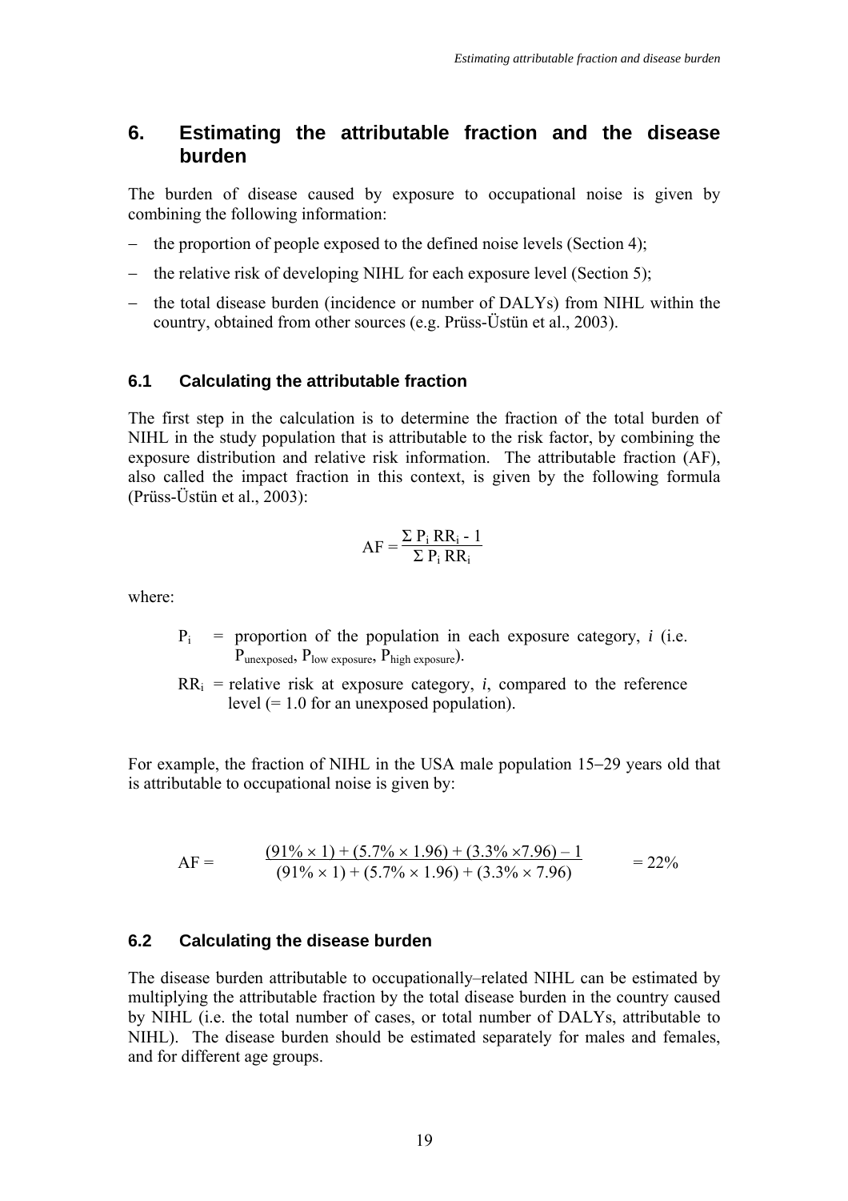# 6. Estimating the attributable fraction and the disease burden

The burden of disease caused by exposure to occupational noise is given by combining the following information:

- the proportion of people exposed to the defined noise levels (Section 4);
- the relative risk of developing NIHL for each exposure level (Section 5);
- the total disease burden (incidence or number of DALYs) from NIHL within the country, obtained from other sources (e.g. Prüss-Üstün et al., 2003).

## 6.1 Calculating the attributable fraction

The first step in the calculation is to determine the fraction of the total burden of NIHL in the study population that is attributable to the risk factor, by combining the exposure distribution and relative risk information. The attributable fraction (AF), also called the impact fraction in this context, is given by the following formula (Prüss-Üstün et al., 2003):

$$AF = \frac{\Sigma\, P_i\, RR_i - 1}{\Sigma\, P_i\, RR_i}$$

where:

$P_i$ = proportion of the population in each exposure category, *i* (i.e. $P_{unexposed}$, $P_{low\ exposure}$, $P_{high\ exposure}$).

$RR_i$ = relative risk at exposure category, *i*, compared to the reference level (= 1.0 for an unexposed population).

For example, the fraction of NIHL in the USA male population 15–29 years old that is attributable to occupational noise is given by:

$$AF = \frac{(91\% \times 1) + (5.7\% \times 1.96) + (3.3\% \times 7.96) - 1}{(91\% \times 1) + (5.7\% \times 1.96) + (3.3\% \times 7.96)} = 22\%$$

## 6.2 Calculating the disease burden

The disease burden attributable to occupationally–related NIHL can be estimated by multiplying the attributable fraction by the total disease burden in the country caused by NIHL (i.e. the total number of cases, or total number of DALYs, attributable to NIHL). The disease burden should be estimated separately for males and females, and for different age groups.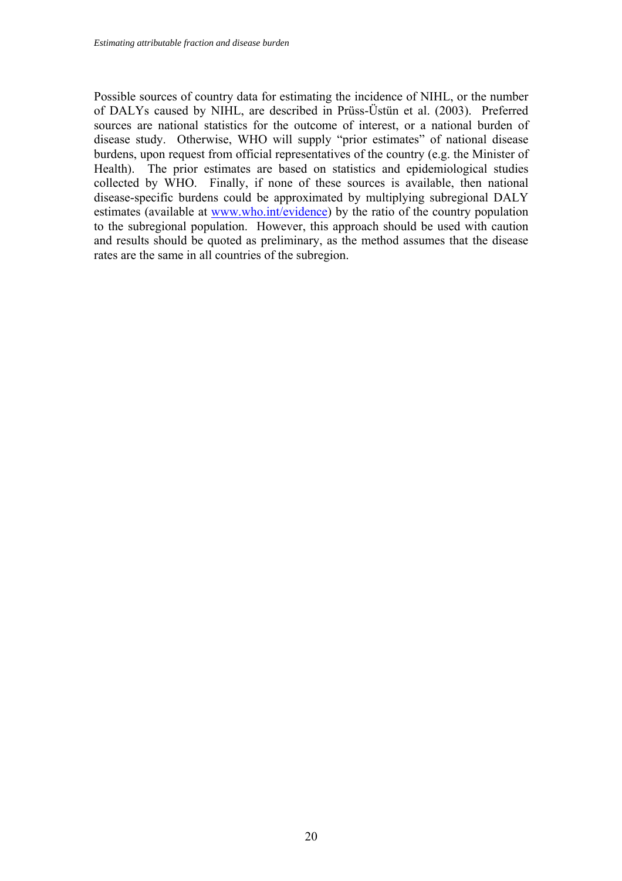Possible sources of country data for estimating the incidence of NIHL, or the number of DALYs caused by NIHL, are described in Prüss-Üstün et al. (2003). Preferred sources are national statistics for the outcome of interest, or a national burden of disease study. Otherwise, WHO will supply "prior estimates" of national disease burdens, upon request from official representatives of the country (e.g. the Minister of Health). The prior estimates are based on statistics and epidemiological studies collected by WHO. Finally, if none of these sources is available, then national disease-specific burdens could be approximated by multiplying subregional DALY estimates (available at [www.who.int/evidence](www.who.int/evidence)) by the ratio of the country population to the subregional population. However, this approach should be used with caution and results should be quoted as preliminary, as the method assumes that the disease rates are the same in all countries of the subregion.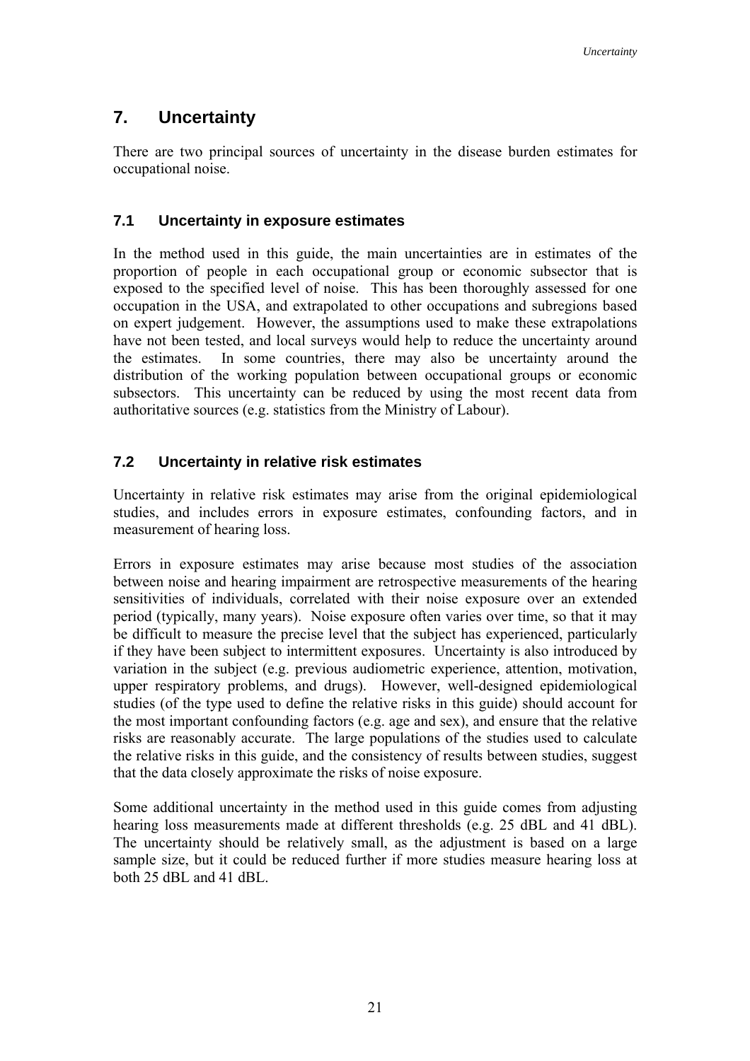# 7. Uncertainty

There are two principal sources of uncertainty in the disease burden estimates for occupational noise.

## 7.1 Uncertainty in exposure estimates

In the method used in this guide, the main uncertainties are in estimates of the proportion of people in each occupational group or economic subsector that is exposed to the specified level of noise. This has been thoroughly assessed for one occupation in the USA, and extrapolated to other occupations and subregions based on expert judgement. However, the assumptions used to make these extrapolations have not been tested, and local surveys would help to reduce the uncertainty around the estimates. In some countries, there may also be uncertainty around the distribution of the working population between occupational groups or economic subsectors. This uncertainty can be reduced by using the most recent data from authoritative sources (e.g. statistics from the Ministry of Labour).

## 7.2 Uncertainty in relative risk estimates

Uncertainty in relative risk estimates may arise from the original epidemiological studies, and includes errors in exposure estimates, confounding factors, and in measurement of hearing loss.

Errors in exposure estimates may arise because most studies of the association between noise and hearing impairment are retrospective measurements of the hearing sensitivities of individuals, correlated with their noise exposure over an extended period (typically, many years). Noise exposure often varies over time, so that it may be difficult to measure the precise level that the subject has experienced, particularly if they have been subject to intermittent exposures. Uncertainty is also introduced by variation in the subject (e.g. previous audiometric experience, attention, motivation, upper respiratory problems, and drugs). However, well-designed epidemiological studies (of the type used to define the relative risks in this guide) should account for the most important confounding factors (e.g. age and sex), and ensure that the relative risks are reasonably accurate. The large populations of the studies used to calculate the relative risks in this guide, and the consistency of results between studies, suggest that the data closely approximate the risks of noise exposure.

Some additional uncertainty in the method used in this guide comes from adjusting hearing loss measurements made at different thresholds (e.g. 25 dBL and 41 dBL). The uncertainty should be relatively small, as the adjustment is based on a large sample size, but it could be reduced further if more studies measure hearing loss at both 25 dBL and 41 dBL.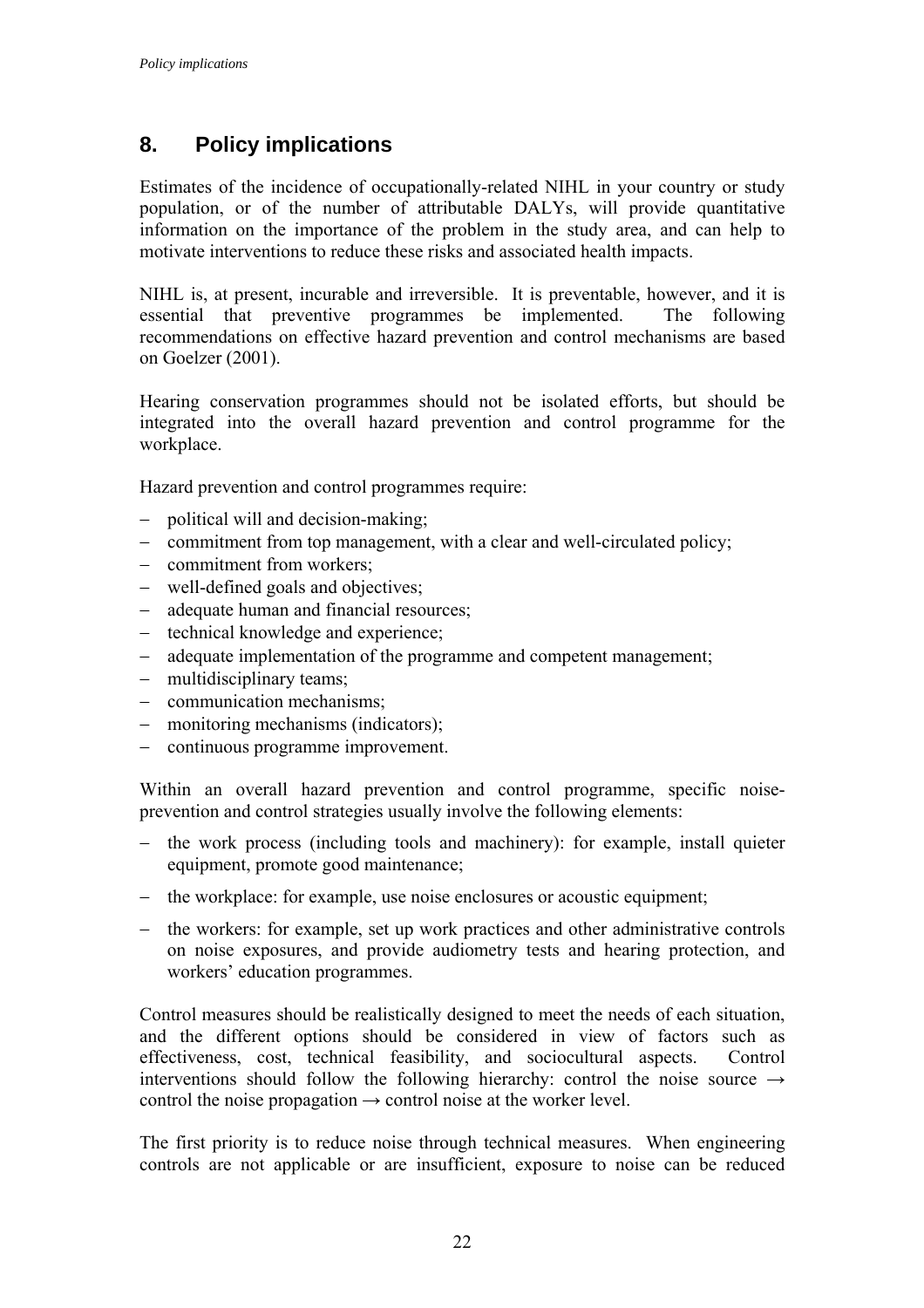# 8. Policy implications

Estimates of the incidence of occupationally-related NIHL in your country or study population, or of the number of attributable DALYs, will provide quantitative information on the importance of the problem in the study area, and can help to motivate interventions to reduce these risks and associated health impacts.

NIHL is, at present, incurable and irreversible. It is preventable, however, and it is essential that preventive programmes be implemented. The following recommendations on effective hazard prevention and control mechanisms are based on Goelzer (2001).

Hearing conservation programmes should not be isolated efforts, but should be integrated into the overall hazard prevention and control programme for the workplace.

Hazard prevention and control programmes require:

- political will and decision-making;
- commitment from top management, with a clear and well-circulated policy;
- commitment from workers;
- well-defined goals and objectives;
- adequate human and financial resources;
- technical knowledge and experience;
- adequate implementation of the programme and competent management;
- multidisciplinary teams;
- communication mechanisms;
- monitoring mechanisms (indicators);
- continuous programme improvement.

Within an overall hazard prevention and control programme, specific noise-prevention and control strategies usually involve the following elements:

- the work process (including tools and machinery): for example, install quieter equipment, promote good maintenance;
- the workplace: for example, use noise enclosures or acoustic equipment;
- the workers: for example, set up work practices and other administrative controls on noise exposures, and provide audiometry tests and hearing protection, and workers' education programmes.

Control measures should be realistically designed to meet the needs of each situation, and the different options should be considered in view of factors such as effectiveness, cost, technical feasibility, and sociocultural aspects. Control interventions should follow the following hierarchy: control the noise source → control the noise propagation → control noise at the worker level.

The first priority is to reduce noise through technical measures. When engineering controls are not applicable or are insufficient, exposure to noise can be reduced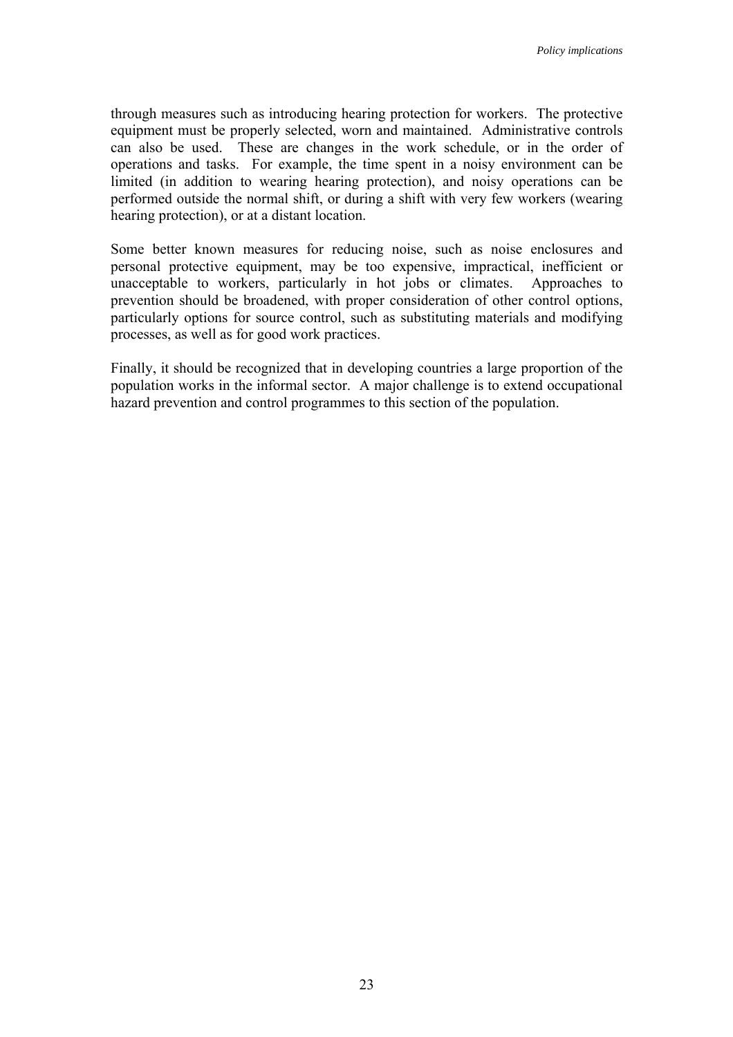through measures such as introducing hearing protection for workers. The protective equipment must be properly selected, worn and maintained. Administrative controls can also be used. These are changes in the work schedule, or in the order of operations and tasks. For example, the time spent in a noisy environment can be limited (in addition to wearing hearing protection), and noisy operations can be performed outside the normal shift, or during a shift with very few workers (wearing hearing protection), or at a distant location.

Some better known measures for reducing noise, such as noise enclosures and personal protective equipment, may be too expensive, impractical, inefficient or unacceptable to workers, particularly in hot jobs or climates. Approaches to prevention should be broadened, with proper consideration of other control options, particularly options for source control, such as substituting materials and modifying processes, as well as for good work practices.

Finally, it should be recognized that in developing countries a large proportion of the population works in the informal sector. A major challenge is to extend occupational hazard prevention and control programmes to this section of the population.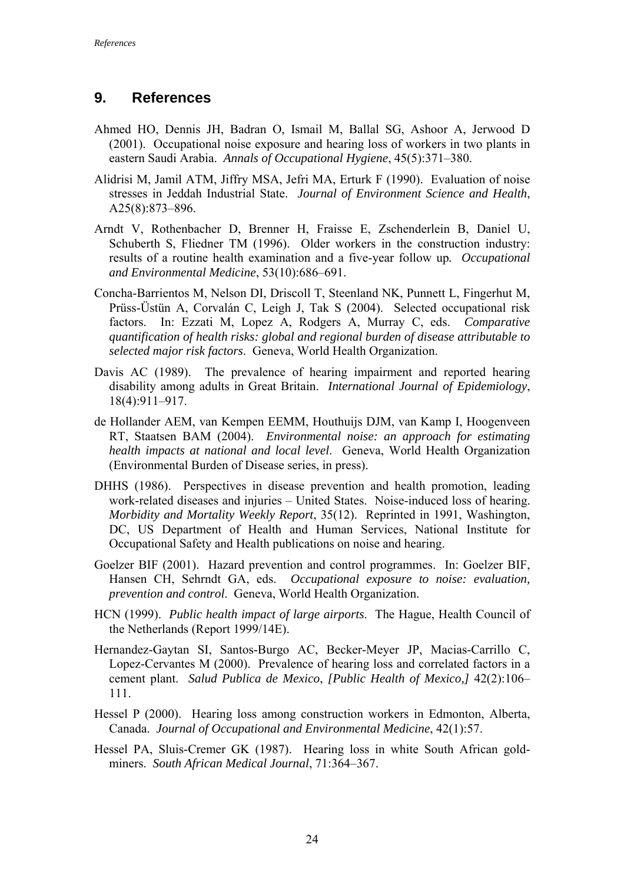## 9. References

Ahmed HO, Dennis JH, Badran O, Ismail M, Ballal SG, Ashoor A, Jerwood D (2001). Occupational noise exposure and hearing loss of workers in two plants in eastern Saudi Arabia. *Annals of Occupational Hygiene*, 45(5):371–380.

Alidrisi M, Jamil ATM, Jiffry MSA, Jefri MA, Erturk F (1990). Evaluation of noise stresses in Jeddah Industrial State. *Journal of Environment Science and Health*, A25(8):873–896.

Arndt V, Rothenbacher D, Brenner H, Fraisse E, Zschenderlein B, Daniel U, Schuberth S, Fliedner TM (1996). Older workers in the construction industry: results of a routine health examination and a five-year follow up. *Occupational and Environmental Medicine*, 53(10):686–691.

Concha-Barrientos M, Nelson DI, Driscoll T, Steenland NK, Punnett L, Fingerhut M, Prüss-Üstün A, Corvalán C, Leigh J, Tak S (2004). Selected occupational risk factors. In: Ezzati M, Lopez A, Rodgers A, Murray C, eds. *Comparative quantification of health risks: global and regional burden of disease attributable to selected major risk factors*. Geneva, World Health Organization.

Davis AC (1989). The prevalence of hearing impairment and reported hearing disability among adults in Great Britain. *International Journal of Epidemiology*, 18(4):911–917.

de Hollander AEM, van Kempen EEMM, Houthuijs DJM, van Kamp I, Hoogenveen RT, Staatsen BAM (2004). *Environmental noise: an approach for estimating health impacts at national and local level*. Geneva, World Health Organization (Environmental Burden of Disease series, in press).

DHHS (1986). Perspectives in disease prevention and health promotion, leading work-related diseases and injuries – United States. Noise-induced loss of hearing. *Morbidity and Mortality Weekly Report*, 35(12). Reprinted in 1991, Washington, DC, US Department of Health and Human Services, National Institute for Occupational Safety and Health publications on noise and hearing.

Goelzer BIF (2001). Hazard prevention and control programmes. In: Goelzer BIF, Hansen CH, Sehrndt GA, eds. *Occupational exposure to noise: evaluation, prevention and control*. Geneva, World Health Organization.

HCN (1999). *Public health impact of large airports*. The Hague, Health Council of the Netherlands (Report 1999/14E).

Hernandez-Gaytan SI, Santos-Burgo AC, Becker-Meyer JP, Macias-Carrillo C, Lopez-Cervantes M (2000). Prevalence of hearing loss and correlated factors in a cement plant. *Salud Publica de Mexico*, *[Public Health of Mexico,]* 42(2):106–111.

Hessel P (2000). Hearing loss among construction workers in Edmonton, Alberta, Canada. *Journal of Occupational and Environmental Medicine*, 42(1):57.

Hessel PA, Sluis-Cremer GK (1987). Hearing loss in white South African gold-miners. *South African Medical Journal*, 71:364–367.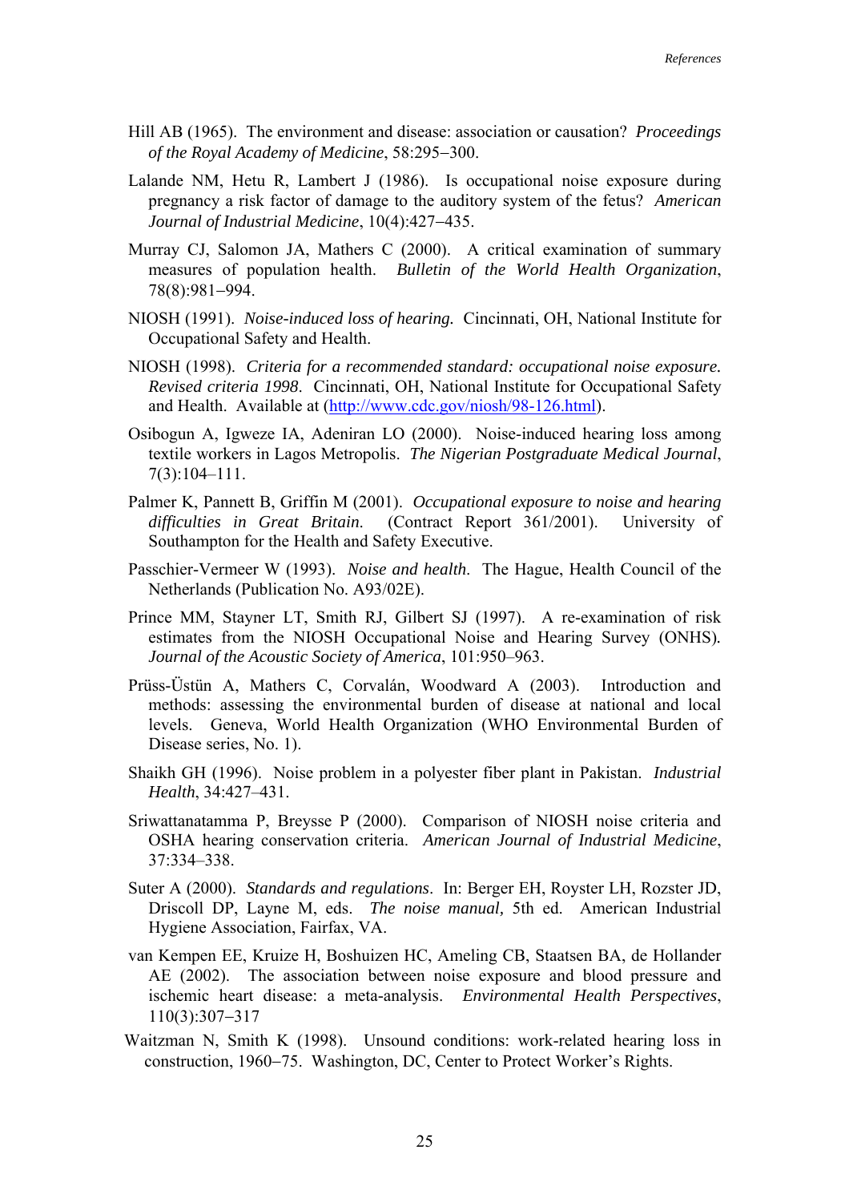Hill AB (1965). The environment and disease: association or causation? *Proceedings of the Royal Academy of Medicine*, 58:295–300.

Lalande NM, Hetu R, Lambert J (1986). Is occupational noise exposure during pregnancy a risk factor of damage to the auditory system of the fetus? *American Journal of Industrial Medicine*, 10(4):427–435.

Murray CJ, Salomon JA, Mathers C (2000). A critical examination of summary measures of population health. *Bulletin of the World Health Organization*, 78(8):981–994.

NIOSH (1991). *Noise-induced loss of hearing.* Cincinnati, OH, National Institute for Occupational Safety and Health.

NIOSH (1998). *Criteria for a recommended standard: occupational noise exposure. Revised criteria 1998*. Cincinnati, OH, National Institute for Occupational Safety and Health. Available at (http://www.cdc.gov/niosh/98-126.html).

Osibogun A, Igweze IA, Adeniran LO (2000). Noise-induced hearing loss among textile workers in Lagos Metropolis. *The Nigerian Postgraduate Medical Journal*, 7(3):104–111.

Palmer K, Pannett B, Griffin M (2001). *Occupational exposure to noise and hearing difficulties in Great Britain*. (Contract Report 361/2001). University of Southampton for the Health and Safety Executive.

Passchier-Vermeer W (1993). *Noise and health*. The Hague, Health Council of the Netherlands (Publication No. A93/02E).

Prince MM, Stayner LT, Smith RJ, Gilbert SJ (1997). A re-examination of risk estimates from the NIOSH Occupational Noise and Hearing Survey (ONHS). *Journal of the Acoustic Society of America*, 101:950–963.

Prüss-Üstün A, Mathers C, Corvalán, Woodward A (2003). Introduction and methods: assessing the environmental burden of disease at national and local levels. Geneva, World Health Organization (WHO Environmental Burden of Disease series, No. 1).

Shaikh GH (1996). Noise problem in a polyester fiber plant in Pakistan. *Industrial Health*, 34:427–431.

Sriwattanatamma P, Breysse P (2000). Comparison of NIOSH noise criteria and OSHA hearing conservation criteria. *American Journal of Industrial Medicine*, 37:334–338.

Suter A (2000). *Standards and regulations*. In: Berger EH, Royster LH, Rozster JD, Driscoll DP, Layne M, eds. *The noise manual,* 5th ed. American Industrial Hygiene Association, Fairfax, VA.

van Kempen EE, Kruize H, Boshuizen HC, Ameling CB, Staatsen BA, de Hollander AE (2002). The association between noise exposure and blood pressure and ischemic heart disease: a meta-analysis. *Environmental Health Perspectives*, 110(3):307–317

Waitzman N, Smith K (1998). Unsound conditions: work-related hearing loss in construction, 1960–75. Washington, DC, Center to Protect Worker's Rights.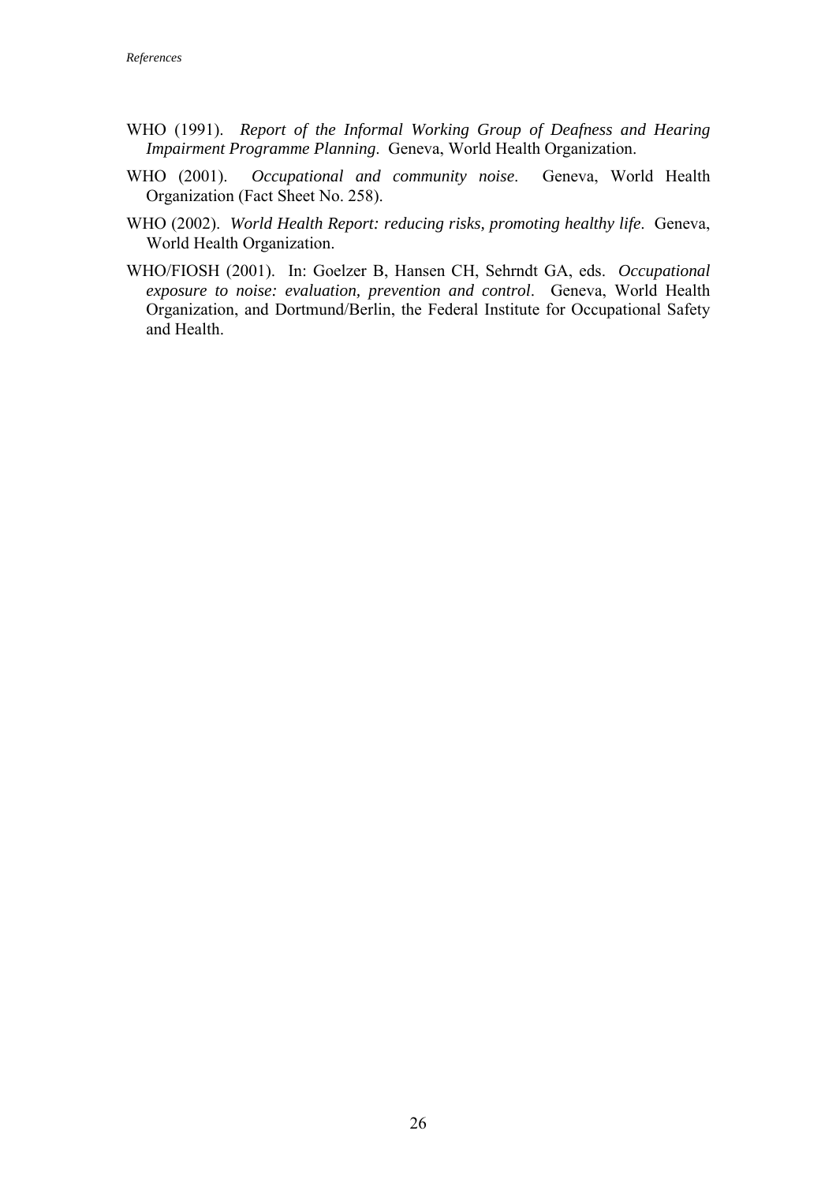WHO (1991). *Report of the Informal Working Group of Deafness and Hearing Impairment Programme Planning*. Geneva, World Health Organization.

WHO (2001). *Occupational and community noise*. Geneva, World Health Organization (Fact Sheet No. 258).

WHO (2002). *World Health Report: reducing risks, promoting healthy life*. Geneva, World Health Organization.

WHO/FIOSH (2001). In: Goelzer B, Hansen CH, Sehrndt GA, eds. *Occupational exposure to noise: evaluation, prevention and control*. Geneva, World Health Organization, and Dortmund/Berlin, the Federal Institute for Occupational Safety and Health.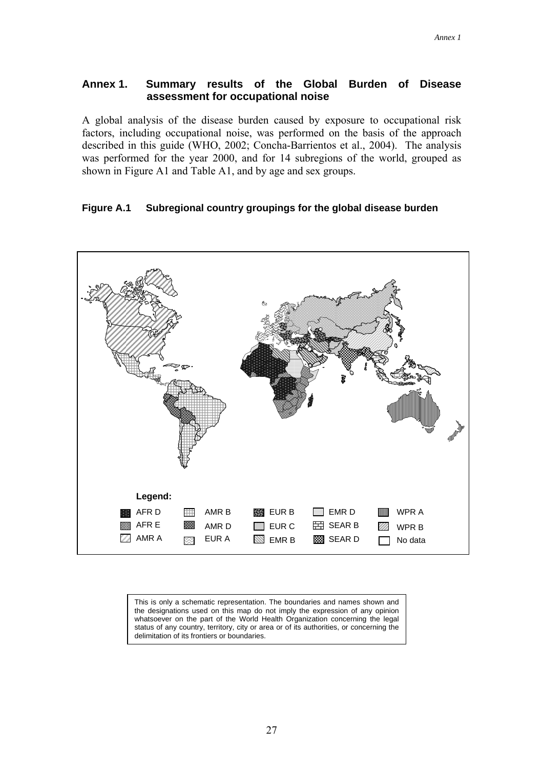## Annex 1. Summary results of the Global Burden of Disease assessment for occupational noise

A global analysis of the disease burden caused by exposure to occupational risk factors, including occupational noise, was performed on the basis of the approach described in this guide (WHO, 2002; Concha-Barrientos et al., 2004). The analysis was performed for the year 2000, and for 14 subregions of the world, grouped as shown in Figure A1 and Table A1, and by age and sex groups.

**Figure A.1 Subregional country groupings for the global disease burden**

**Legend:**

| | | | | |
|---|---|---|---|---|
| AFR D | AMR B | EUR B | EMR D | WPR A |
| AFR E | AMR D | EUR C | SEAR B | WPR B |
| AMR A | EUR A | EMR B | SEAR D | No data |

This is only a schematic representation. The boundaries and names shown and the designations used on this map do not imply the expression of any opinion whatsoever on the part of the World Health Organization concerning the legal status of any country, territory, city or area or of its authorities, or concerning the delimitation of its frontiers or boundaries.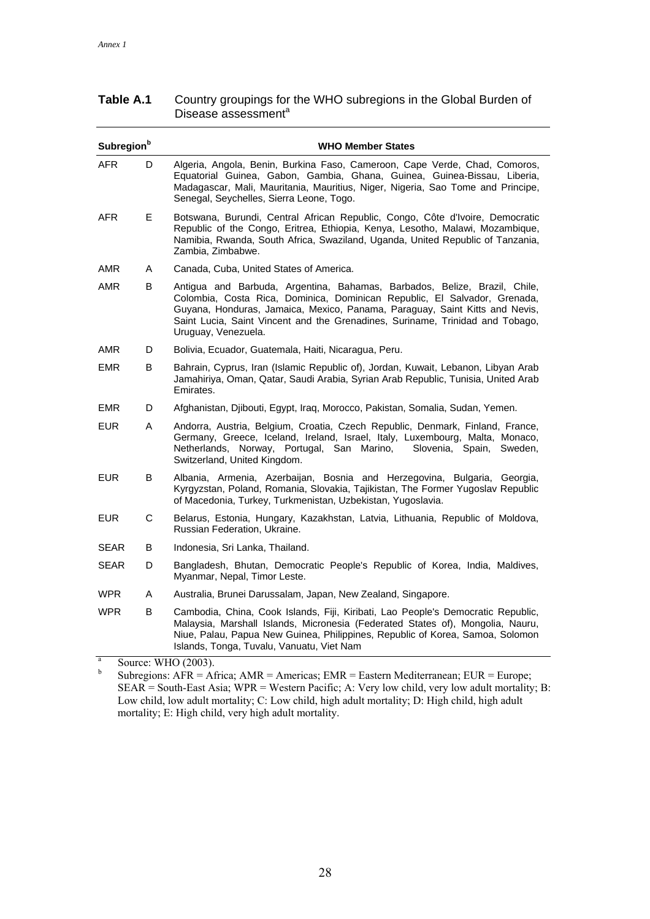**Table A.1** Country groupings for the WHO subregions in the Global Burden of Disease assessment[a]

| Subregion[b] | | WHO Member States |
|---|---|---|
| AFR | D | Algeria, Angola, Benin, Burkina Faso, Cameroon, Cape Verde, Chad, Comoros, Equatorial Guinea, Gabon, Gambia, Ghana, Guinea, Guinea-Bissau, Liberia, Madagascar, Mali, Mauritania, Mauritius, Niger, Nigeria, Sao Tome and Principe, Senegal, Seychelles, Sierra Leone, Togo. |
| AFR | E | Botswana, Burundi, Central African Republic, Congo, Côte d'Ivoire, Democratic Republic of the Congo, Eritrea, Ethiopia, Kenya, Lesotho, Malawi, Mozambique, Namibia, Rwanda, South Africa, Swaziland, Uganda, United Republic of Tanzania, Zambia, Zimbabwe. |
| AMR | A | Canada, Cuba, United States of America. |
| AMR | B | Antigua and Barbuda, Argentina, Bahamas, Barbados, Belize, Brazil, Chile, Colombia, Costa Rica, Dominica, Dominican Republic, El Salvador, Grenada, Guyana, Honduras, Jamaica, Mexico, Panama, Paraguay, Saint Kitts and Nevis, Saint Lucia, Saint Vincent and the Grenadines, Suriname, Trinidad and Tobago, Uruguay, Venezuela. |
| AMR | D | Bolivia, Ecuador, Guatemala, Haiti, Nicaragua, Peru. |
| EMR | B | Bahrain, Cyprus, Iran (Islamic Republic of), Jordan, Kuwait, Lebanon, Libyan Arab Jamahiriya, Oman, Qatar, Saudi Arabia, Syrian Arab Republic, Tunisia, United Arab Emirates. |
| EMR | D | Afghanistan, Djibouti, Egypt, Iraq, Morocco, Pakistan, Somalia, Sudan, Yemen. |
| EUR | A | Andorra, Austria, Belgium, Croatia, Czech Republic, Denmark, Finland, France, Germany, Greece, Iceland, Ireland, Israel, Italy, Luxembourg, Malta, Monaco, Netherlands, Norway, Portugal, San Marino, Slovenia, Spain, Sweden, Switzerland, United Kingdom. |
| EUR | B | Albania, Armenia, Azerbaijan, Bosnia and Herzegovina, Bulgaria, Georgia, Kyrgyzstan, Poland, Romania, Slovakia, Tajikistan, The Former Yugoslav Republic of Macedonia, Turkey, Turkmenistan, Uzbekistan, Yugoslavia. |
| EUR | C | Belarus, Estonia, Hungary, Kazakhstan, Latvia, Lithuania, Republic of Moldova, Russian Federation, Ukraine. |
| SEAR | B | Indonesia, Sri Lanka, Thailand. |
| SEAR | D | Bangladesh, Bhutan, Democratic People's Republic of Korea, India, Maldives, Myanmar, Nepal, Timor Leste. |
| WPR | A | Australia, Brunei Darussalam, Japan, New Zealand, Singapore. |
| WPR | B | Cambodia, China, Cook Islands, Fiji, Kiribati, Lao People's Democratic Republic, Malaysia, Marshall Islands, Micronesia (Federated States of), Mongolia, Nauru, Niue, Palau, Papua New Guinea, Philippines, Republic of Korea, Samoa, Solomon Islands, Tonga, Tuvalu, Vanuatu, Viet Nam |

[a] Source: WHO (2003).

[b] Subregions: AFR = Africa; AMR = Americas; EMR = Eastern Mediterranean; EUR = Europe; SEAR = South-East Asia; WPR = Western Pacific; A: Very low child, very low adult mortality; B: Low child, low adult mortality; C: Low child, high adult mortality; D: High child, high adult mortality; E: High child, very high adult mortality.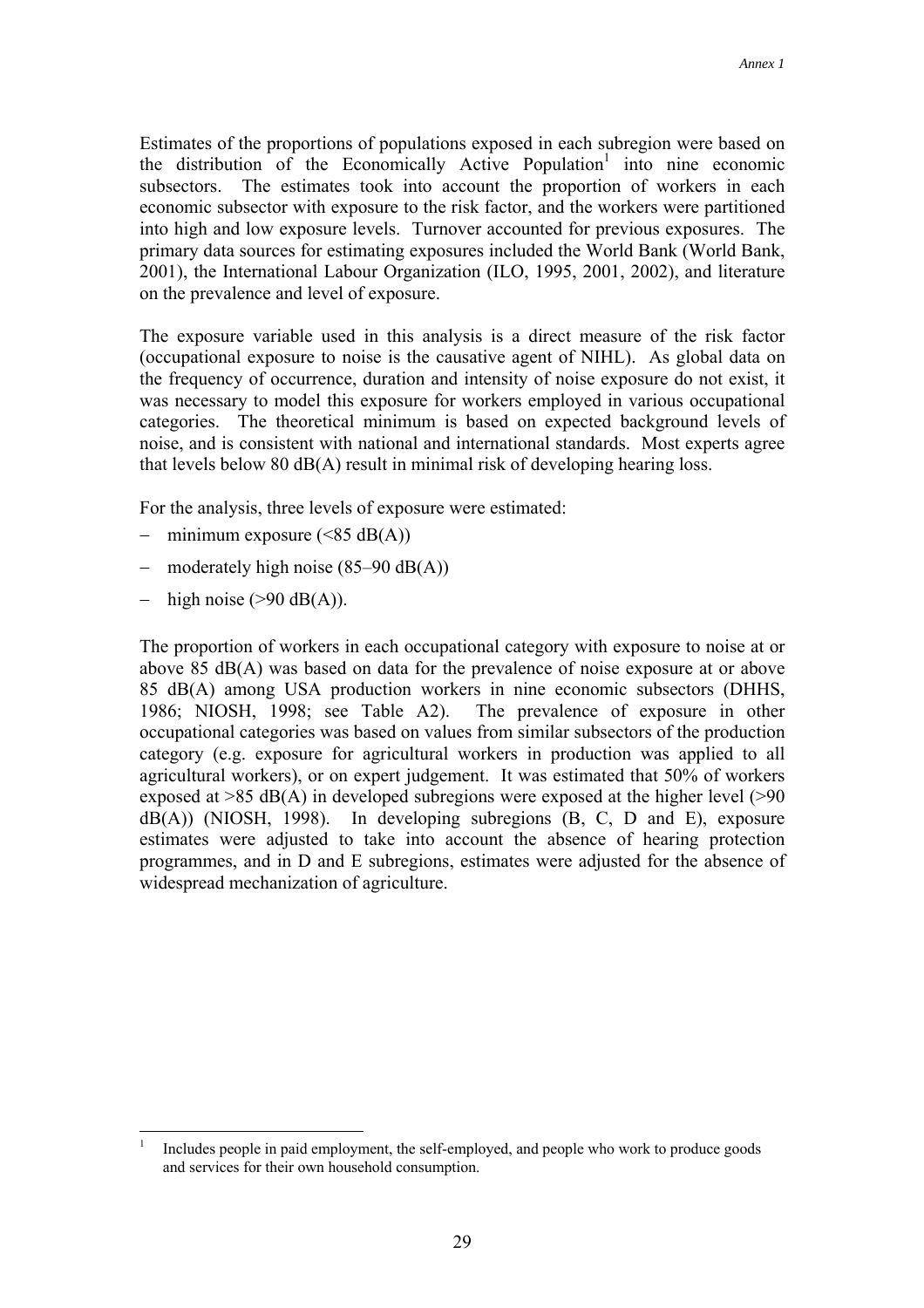Estimates of the proportions of populations exposed in each subregion were based on the distribution of the Economically Active Population[1] into nine economic subsectors. The estimates took into account the proportion of workers in each economic subsector with exposure to the risk factor, and the workers were partitioned into high and low exposure levels. Turnover accounted for previous exposures. The primary data sources for estimating exposures included the World Bank (World Bank, 2001), the International Labour Organization (ILO, 1995, 2001, 2002), and literature on the prevalence and level of exposure.

The exposure variable used in this analysis is a direct measure of the risk factor (occupational exposure to noise is the causative agent of NIHL). As global data on the frequency of occurrence, duration and intensity of noise exposure do not exist, it was necessary to model this exposure for workers employed in various occupational categories. The theoretical minimum is based on expected background levels of noise, and is consistent with national and international standards. Most experts agree that levels below 80 dB(A) result in minimal risk of developing hearing loss.

For the analysis, three levels of exposure were estimated:

- minimum exposure (<85 dB(A))
- moderately high noise (85–90 dB(A))
- high noise (>90 dB(A)).

The proportion of workers in each occupational category with exposure to noise at or above 85 dB(A) was based on data for the prevalence of noise exposure at or above 85 dB(A) among USA production workers in nine economic subsectors (DHHS, 1986; NIOSH, 1998; see Table A2). The prevalence of exposure in other occupational categories was based on values from similar subsectors of the production category (e.g. exposure for agricultural workers in production was applied to all agricultural workers), or on expert judgement. It was estimated that 50% of workers exposed at >85 dB(A) in developed subregions were exposed at the higher level (>90 dB(A)) (NIOSH, 1998). In developing subregions (B, C, D and E), exposure estimates were adjusted to take into account the absence of hearing protection programmes, and in D and E subregions, estimates were adjusted for the absence of widespread mechanization of agriculture.

[1] Includes people in paid employment, the self-employed, and people who work to produce goods and services for their own household consumption.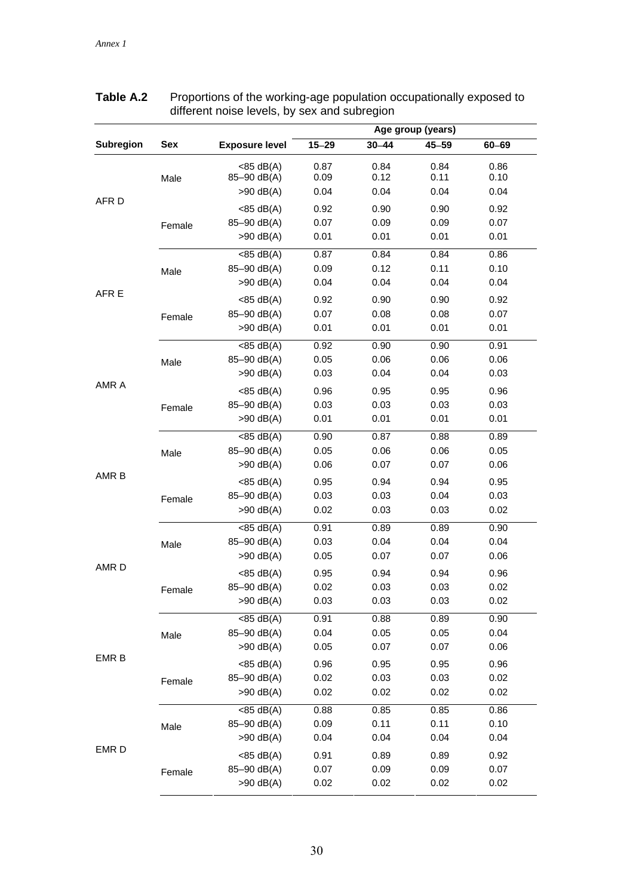**Table A.2** Proportions of the working-age population occupationally exposed to different noise levels, by sex and subregion

| Subregion | Sex | Exposure level | Age group (years) | | | |
|---|---|---|---|---|---|---|
| | | | 15–29 | 30–44 | 45–59 | 60–69 |
| AFR D | Male | <85 dB(A) | 0.87 | 0.84 | 0.84 | 0.86 |
| | | 85–90 dB(A) | 0.09 | 0.12 | 0.11 | 0.10 |
| | | >90 dB(A) | 0.04 | 0.04 | 0.04 | 0.04 |
| | Female | <85 dB(A) | 0.92 | 0.90 | 0.90 | 0.92 |
| | | 85–90 dB(A) | 0.07 | 0.09 | 0.09 | 0.07 |
| | | >90 dB(A) | 0.01 | 0.01 | 0.01 | 0.01 |
| AFR E | Male | <85 dB(A) | 0.87 | 0.84 | 0.84 | 0.86 |
| | | 85–90 dB(A) | 0.09 | 0.12 | 0.11 | 0.10 |
| | | >90 dB(A) | 0.04 | 0.04 | 0.04 | 0.04 |
| | Female | <85 dB(A) | 0.92 | 0.90 | 0.90 | 0.92 |
| | | 85–90 dB(A) | 0.07 | 0.08 | 0.08 | 0.07 |
| | | >90 dB(A) | 0.01 | 0.01 | 0.01 | 0.01 |
| AMR A | Male | <85 dB(A) | 0.92 | 0.90 | 0.90 | 0.91 |
| | | 85–90 dB(A) | 0.05 | 0.06 | 0.06 | 0.06 |
| | | >90 dB(A) | 0.03 | 0.04 | 0.04 | 0.03 |
| | Female | <85 dB(A) | 0.96 | 0.95 | 0.95 | 0.96 |
| | | 85–90 dB(A) | 0.03 | 0.03 | 0.03 | 0.03 |
| | | >90 dB(A) | 0.01 | 0.01 | 0.01 | 0.01 |
| AMR B | Male | <85 dB(A) | 0.90 | 0.87 | 0.88 | 0.89 |
| | | 85–90 dB(A) | 0.05 | 0.06 | 0.06 | 0.05 |
| | | >90 dB(A) | 0.06 | 0.07 | 0.07 | 0.06 |
| | Female | <85 dB(A) | 0.95 | 0.94 | 0.94 | 0.95 |
| | | 85–90 dB(A) | 0.03 | 0.03 | 0.04 | 0.03 |
| | | >90 dB(A) | 0.02 | 0.03 | 0.03 | 0.02 |
| AMR D | Male | <85 dB(A) | 0.91 | 0.89 | 0.89 | 0.90 |
| | | 85–90 dB(A) | 0.03 | 0.04 | 0.04 | 0.04 |
| | | >90 dB(A) | 0.05 | 0.07 | 0.07 | 0.06 |
| | Female | <85 dB(A) | 0.95 | 0.94 | 0.94 | 0.96 |
| | | 85–90 dB(A) | 0.02 | 0.03 | 0.03 | 0.02 |
| | | >90 dB(A) | 0.03 | 0.03 | 0.03 | 0.02 |
| EMR B | Male | <85 dB(A) | 0.91 | 0.88 | 0.89 | 0.90 |
| | | 85–90 dB(A) | 0.04 | 0.05 | 0.05 | 0.04 |
| | | >90 dB(A) | 0.05 | 0.07 | 0.07 | 0.06 |
| | Female | <85 dB(A) | 0.96 | 0.95 | 0.95 | 0.96 |
| | | 85–90 dB(A) | 0.02 | 0.03 | 0.03 | 0.02 |
| | | >90 dB(A) | 0.02 | 0.02 | 0.02 | 0.02 |
| EMR D | Male | <85 dB(A) | 0.88 | 0.85 | 0.85 | 0.86 |
| | | 85–90 dB(A) | 0.09 | 0.11 | 0.11 | 0.10 |
| | | >90 dB(A) | 0.04 | 0.04 | 0.04 | 0.04 |
| | Female | <85 dB(A) | 0.91 | 0.89 | 0.89 | 0.92 |
| | | 85–90 dB(A) | 0.07 | 0.09 | 0.09 | 0.07 |
| | | >90 dB(A) | 0.02 | 0.02 | 0.02 | 0.02 |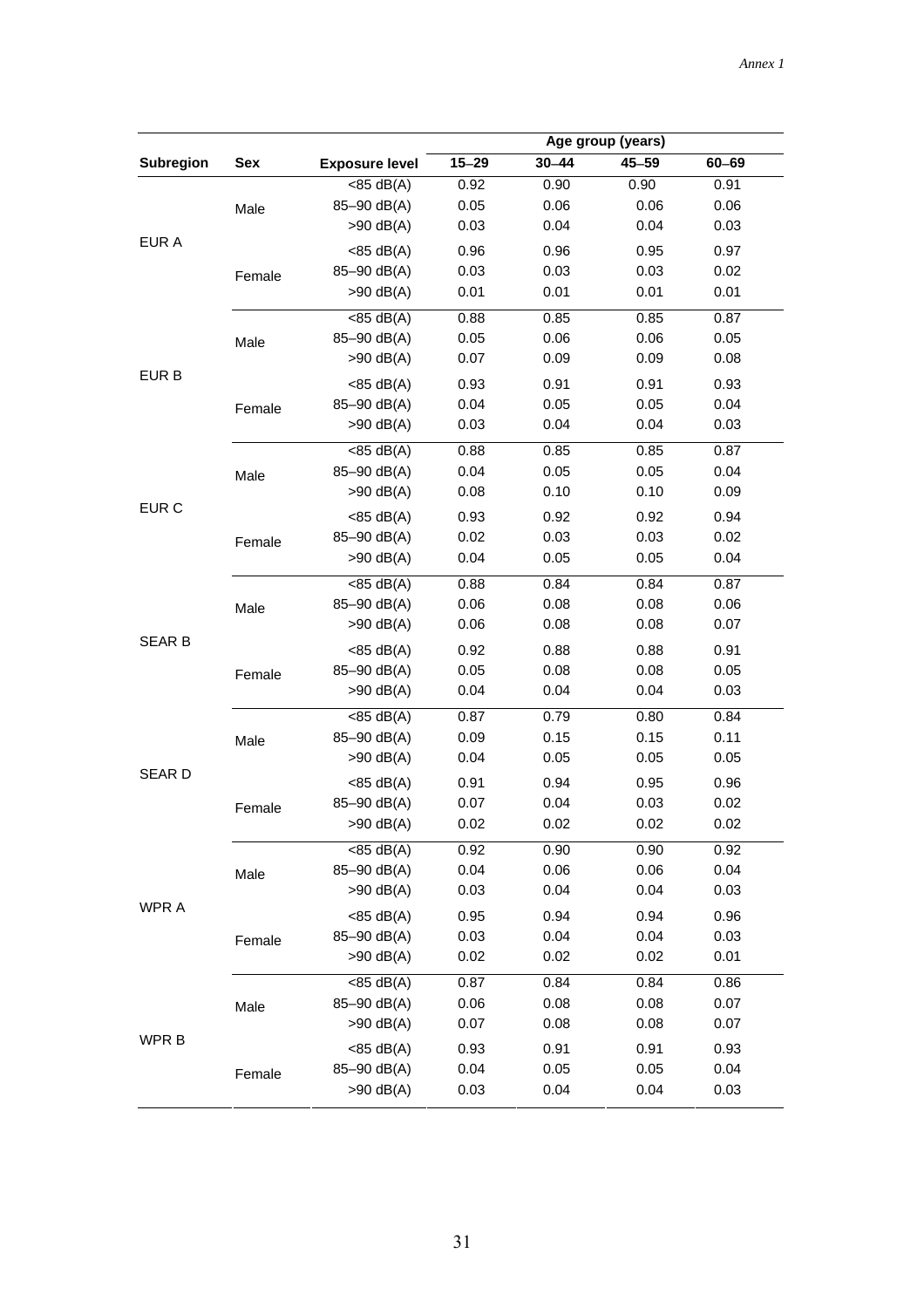| Subregion | Sex | Exposure level | Age group (years) | | | |
|---|---|---|---|---|---|---|
| | | | 15–29 | 30–44 | 45–59 | 60–69 |
| EUR A | Male | <85 dB(A) | 0.92 | 0.90 | 0.90 | 0.91 |
| | | 85–90 dB(A) | 0.05 | 0.06 | 0.06 | 0.06 |
| | | >90 dB(A) | 0.03 | 0.04 | 0.04 | 0.03 |
| | Female | <85 dB(A) | 0.96 | 0.96 | 0.95 | 0.97 |
| | | 85–90 dB(A) | 0.03 | 0.03 | 0.03 | 0.02 |
| | | >90 dB(A) | 0.01 | 0.01 | 0.01 | 0.01 |
| EUR B | Male | <85 dB(A) | 0.88 | 0.85 | 0.85 | 0.87 |
| | | 85–90 dB(A) | 0.05 | 0.06 | 0.06 | 0.05 |
| | | >90 dB(A) | 0.07 | 0.09 | 0.09 | 0.08 |
| | Female | <85 dB(A) | 0.93 | 0.91 | 0.91 | 0.93 |
| | | 85–90 dB(A) | 0.04 | 0.05 | 0.05 | 0.04 |
| | | >90 dB(A) | 0.03 | 0.04 | 0.04 | 0.03 |
| EUR C | Male | <85 dB(A) | 0.88 | 0.85 | 0.85 | 0.87 |
| | | 85–90 dB(A) | 0.04 | 0.05 | 0.05 | 0.04 |
| | | >90 dB(A) | 0.08 | 0.10 | 0.10 | 0.09 |
| | Female | <85 dB(A) | 0.93 | 0.92 | 0.92 | 0.94 |
| | | 85–90 dB(A) | 0.02 | 0.03 | 0.03 | 0.02 |
| | | >90 dB(A) | 0.04 | 0.05 | 0.05 | 0.04 |
| SEAR B | Male | <85 dB(A) | 0.88 | 0.84 | 0.84 | 0.87 |
| | | 85–90 dB(A) | 0.06 | 0.08 | 0.08 | 0.06 |
| | | >90 dB(A) | 0.06 | 0.08 | 0.08 | 0.07 |
| | Female | <85 dB(A) | 0.92 | 0.88 | 0.88 | 0.91 |
| | | 85–90 dB(A) | 0.05 | 0.08 | 0.08 | 0.05 |
| | | >90 dB(A) | 0.04 | 0.04 | 0.04 | 0.03 |
| SEAR D | Male | <85 dB(A) | 0.87 | 0.79 | 0.80 | 0.84 |
| | | 85–90 dB(A) | 0.09 | 0.15 | 0.15 | 0.11 |
| | | >90 dB(A) | 0.04 | 0.05 | 0.05 | 0.05 |
| | Female | <85 dB(A) | 0.91 | 0.94 | 0.95 | 0.96 |
| | | 85–90 dB(A) | 0.07 | 0.04 | 0.03 | 0.02 |
| | | >90 dB(A) | 0.02 | 0.02 | 0.02 | 0.02 |
| WPR A | Male | <85 dB(A) | 0.92 | 0.90 | 0.90 | 0.92 |
| | | 85–90 dB(A) | 0.04 | 0.06 | 0.06 | 0.04 |
| | | >90 dB(A) | 0.03 | 0.04 | 0.04 | 0.03 |
| | Female | <85 dB(A) | 0.95 | 0.94 | 0.94 | 0.96 |
| | | 85–90 dB(A) | 0.03 | 0.04 | 0.04 | 0.03 |
| | | >90 dB(A) | 0.02 | 0.02 | 0.02 | 0.01 |
| WPR B | Male | <85 dB(A) | 0.87 | 0.84 | 0.84 | 0.86 |
| | | 85–90 dB(A) | 0.06 | 0.08 | 0.08 | 0.07 |
| | | >90 dB(A) | 0.07 | 0.08 | 0.08 | 0.07 |
| | Female | <85 dB(A) | 0.93 | 0.91 | 0.91 | 0.93 |
| | | 85–90 dB(A) | 0.04 | 0.05 | 0.05 | 0.04 |
| | | >90 dB(A) | 0.03 | 0.04 | 0.04 | 0.03 |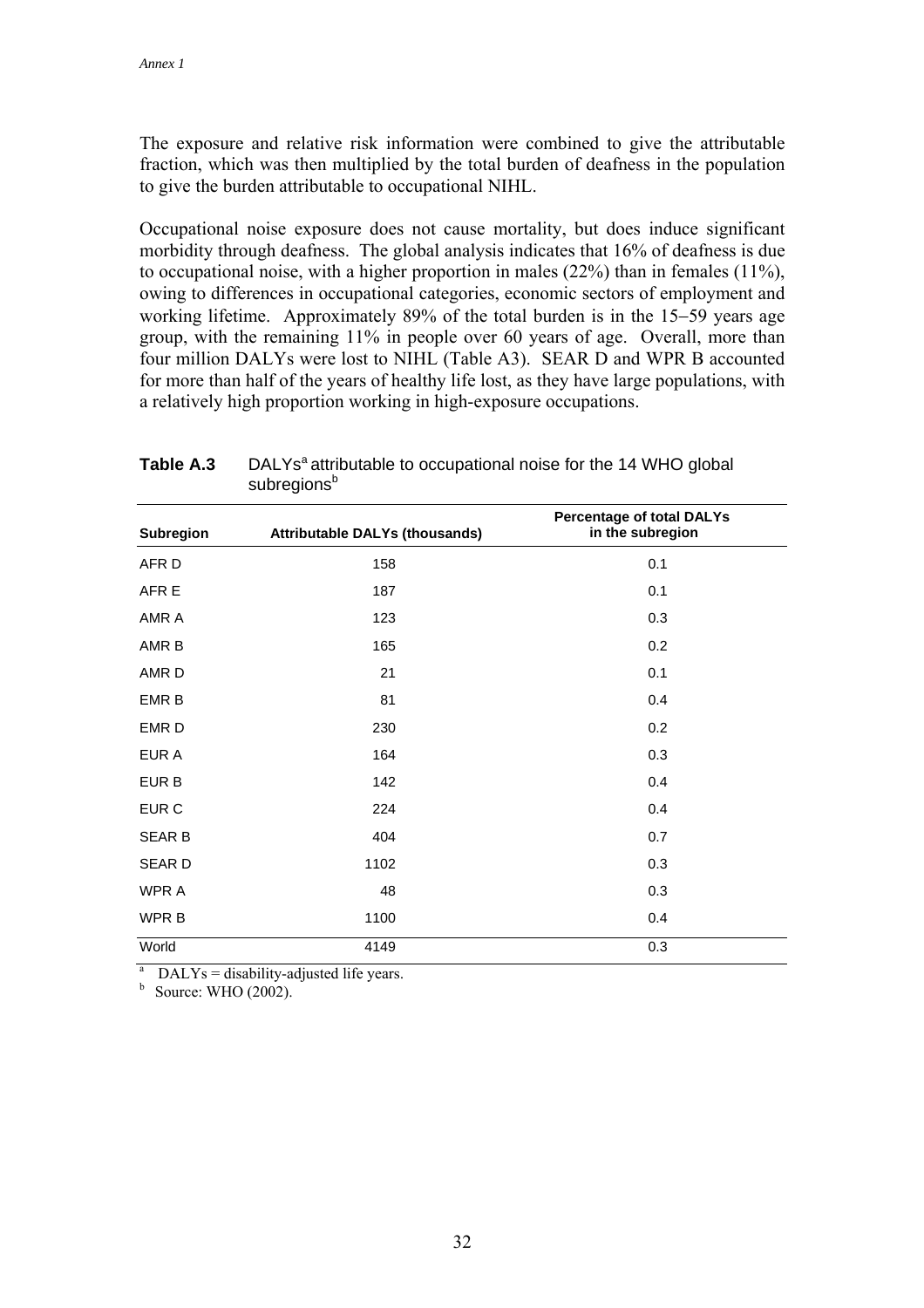The exposure and relative risk information were combined to give the attributable fraction, which was then multiplied by the total burden of deafness in the population to give the burden attributable to occupational NIHL.

Occupational noise exposure does not cause mortality, but does induce significant morbidity through deafness. The global analysis indicates that 16% of deafness is due to occupational noise, with a higher proportion in males (22%) than in females (11%), owing to differences in occupational categories, economic sectors of employment and working lifetime. Approximately 89% of the total burden is in the 15−59 years age group, with the remaining 11% in people over 60 years of age. Overall, more than four million DALYs were lost to NIHL (Table A3). SEAR D and WPR B accounted for more than half of the years of healthy life lost, as they have large populations, with a relatively high proportion working in high-exposure occupations.

**Table A.3** DALYs[a] attributable to occupational noise for the 14 WHO global subregions[b]

| Subregion | Attributable DALYs (thousands) | Percentage of total DALYs in the subregion |
|---|---|---|
| AFR D | 158 | 0.1 |
| AFR E | 187 | 0.1 |
| AMR A | 123 | 0.3 |
| AMR B | 165 | 0.2 |
| AMR D | 21 | 0.1 |
| EMR B | 81 | 0.4 |
| EMR D | 230 | 0.2 |
| EUR A | 164 | 0.3 |
| EUR B | 142 | 0.4 |
| EUR C | 224 | 0.4 |
| SEAR B | 404 | 0.7 |
| SEAR D | 1102 | 0.3 |
| WPR A | 48 | 0.3 |
| WPR B | 1100 | 0.4 |
| World | 4149 | 0.3 |

[a] DALYs = disability-adjusted life years.
[b] Source: WHO (2002).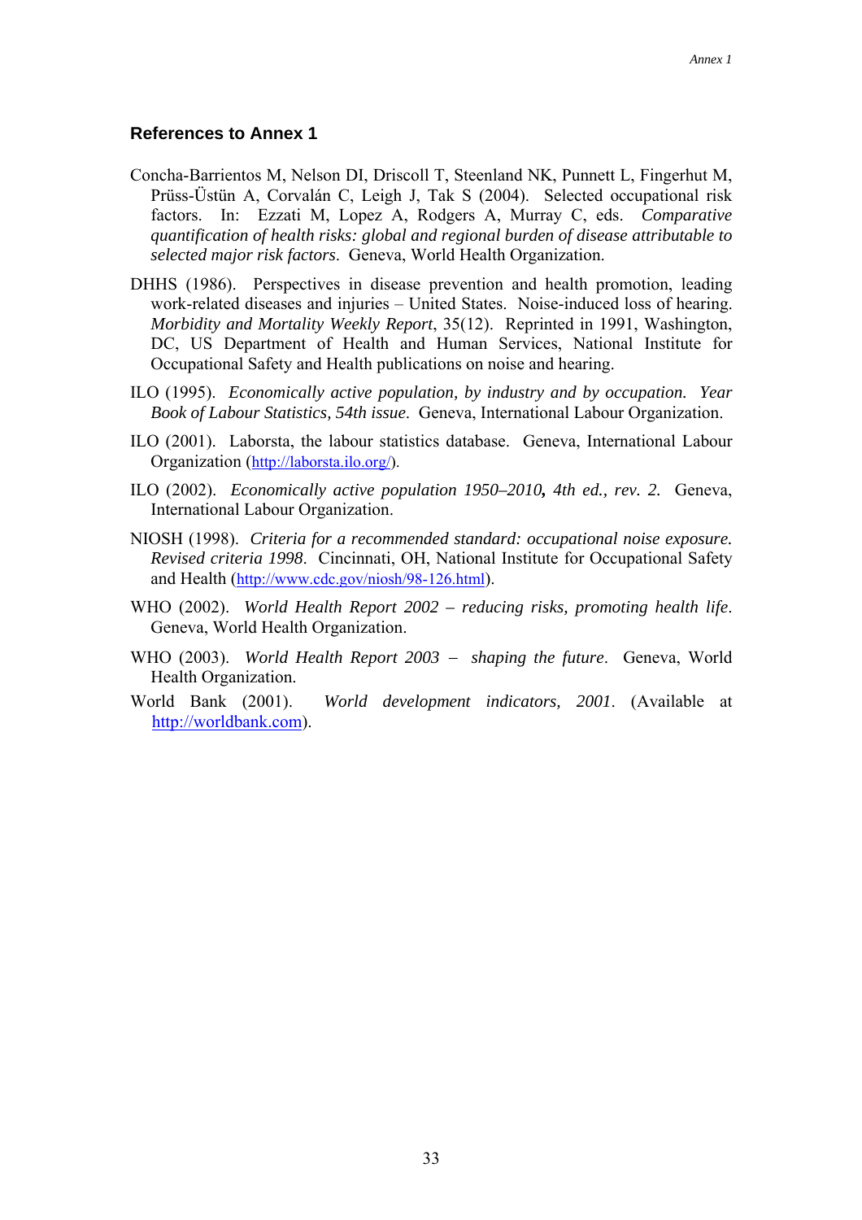## References to Annex 1

Concha-Barrientos M, Nelson DI, Driscoll T, Steenland NK, Punnett L, Fingerhut M, Prüss-Üstün A, Corvalán C, Leigh J, Tak S (2004). Selected occupational risk factors. In: Ezzati M, Lopez A, Rodgers A, Murray C, eds. *Comparative quantification of health risks: global and regional burden of disease attributable to selected major risk factors*. Geneva, World Health Organization.

DHHS (1986). Perspectives in disease prevention and health promotion, leading work-related diseases and injuries – United States. Noise-induced loss of hearing. *Morbidity and Mortality Weekly Report*, 35(12). Reprinted in 1991, Washington, DC, US Department of Health and Human Services, National Institute for Occupational Safety and Health publications on noise and hearing.

ILO (1995). *Economically active population, by industry and by occupation. Year Book of Labour Statistics, 54th issue*. Geneva, International Labour Organization.

ILO (2001). Laborsta, the labour statistics database. Geneva, International Labour Organization (http://laborsta.ilo.org/).

ILO (2002). *Economically active population 1950–2010**,** 4th ed., rev. 2*. Geneva, International Labour Organization.

NIOSH (1998). *Criteria for a recommended standard: occupational noise exposure. Revised criteria 1998*. Cincinnati, OH, National Institute for Occupational Safety and Health (http://www.cdc.gov/niosh/98-126.html).

WHO (2002). *World Health Report 2002 – reducing risks, promoting health life*. Geneva, World Health Organization.

WHO (2003). *World Health Report 2003 – shaping the future*. Geneva, World Health Organization.

World Bank (2001). *World development indicators, 2001*. (Available at http://worldbank.com).